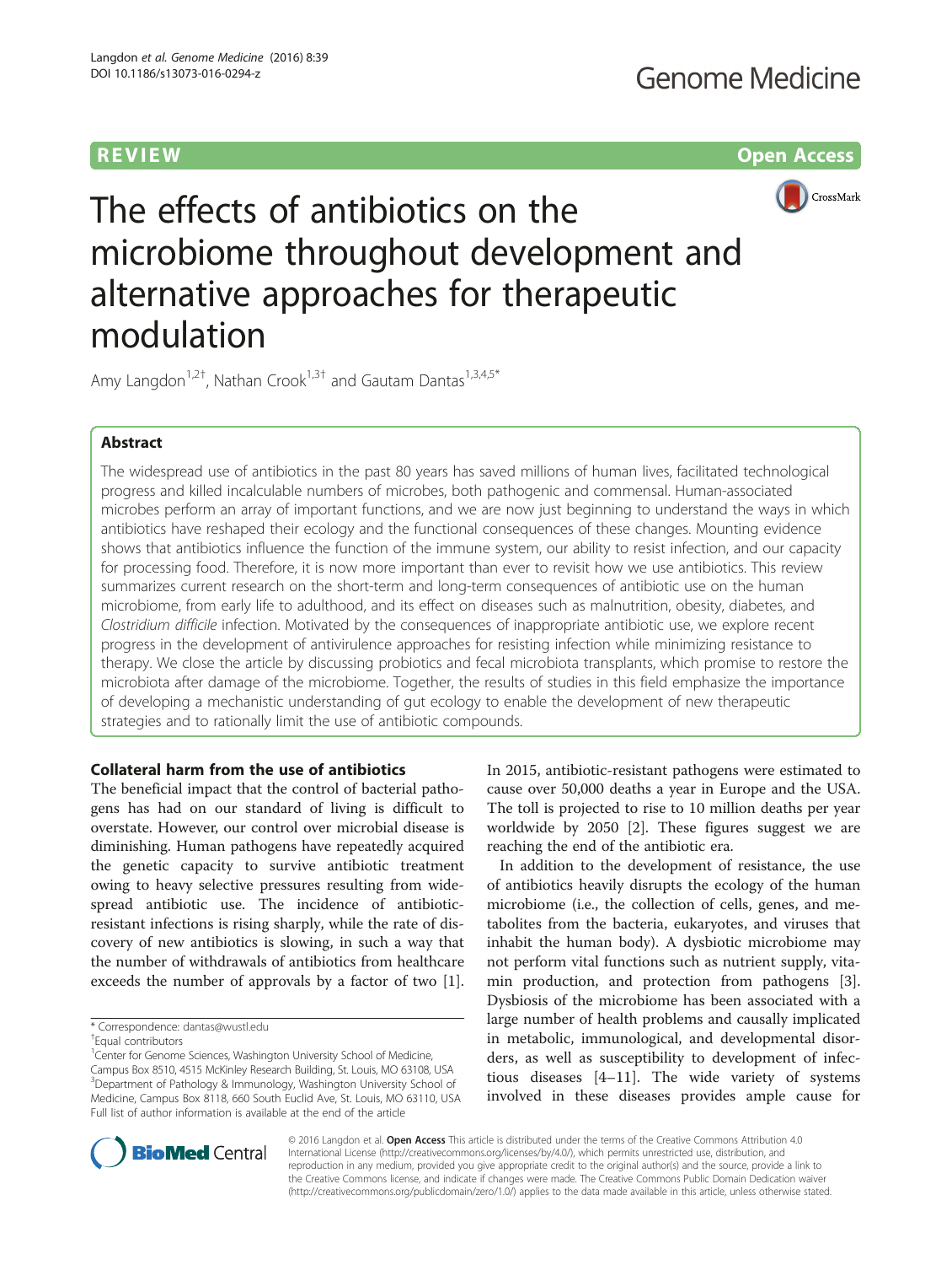REVIEW

Open Access

# The effects of antibiotics on the microbiome throughout development and alternative approaches for therapeutic modulation

Amy Langdon[1,2†], Nathan Crook[1,3†] and Gautam Dantas[1,3,4,5*]

## Abstract

The widespread use of antibiotics in the past 80 years has saved millions of human lives, facilitated technological progress and killed incalculable numbers of microbes, both pathogenic and commensal. Human-associated microbes perform an array of important functions, and we are now just beginning to understand the ways in which antibiotics have reshaped their ecology and the functional consequences of these changes. Mounting evidence shows that antibiotics influence the function of the immune system, our ability to resist infection, and our capacity for processing food. Therefore, it is now more important than ever to revisit how we use antibiotics. This review summarizes current research on the short-term and long-term consequences of antibiotic use on the human microbiome, from early life to adulthood, and its effect on diseases such as malnutrition, obesity, diabetes, and *Clostridium difficile* infection. Motivated by the consequences of inappropriate antibiotic use, we explore recent progress in the development of antivirulence approaches for resisting infection while minimizing resistance to therapy. We close the article by discussing probiotics and fecal microbiota transplants, which promise to restore the microbiota after damage of the microbiome. Together, the results of studies in this field emphasize the importance of developing a mechanistic understanding of gut ecology to enable the development of new therapeutic strategies and to rationally limit the use of antibiotic compounds.

## Collateral harm from the use of antibiotics

The beneficial impact that the control of bacterial pathogens has had on our standard of living is difficult to overstate. However, our control over microbial disease is diminishing. Human pathogens have repeatedly acquired the genetic capacity to survive antibiotic treatment owing to heavy selective pressures resulting from widespread antibiotic use. The incidence of antibiotic-resistant infections is rising sharply, while the rate of discovery of new antibiotics is slowing, in such a way that the number of withdrawals of antibiotics from healthcare exceeds the number of approvals by a factor of two [1].

In 2015, antibiotic-resistant pathogens were estimated to cause over 50,000 deaths a year in Europe and the USA. The toll is projected to rise to 10 million deaths per year worldwide by 2050 [2]. These figures suggest we are reaching the end of the antibiotic era.

In addition to the development of resistance, the use of antibiotics heavily disrupts the ecology of the human microbiome (i.e., the collection of cells, genes, and metabolites from the bacteria, eukaryotes, and viruses that inhabit the human body). A dysbiotic microbiome may not perform vital functions such as nutrient supply, vitamin production, and protection from pathogens [3]. Dysbiosis of the microbiome has been associated with a large number of health problems and causally implicated in metabolic, immunological, and developmental disorders, as well as susceptibility to development of infectious diseases [4–11]. The wide variety of systems involved in these diseases provides ample cause for

\* Correspondence: dantas@wustl.edu

†Equal contributors

[1]Center for Genome Sciences, Washington University School of Medicine, Campus Box 8510, 4515 McKinley Research Building, St. Louis, MO 63108, USA

[3]Department of Pathology & Immunology, Washington University School of Medicine, Campus Box 8118, 660 South Euclid Ave, St. Louis, MO 63110, USA

Full list of author information is available at the end of the article

© 2016 Langdon et al. **Open Access** This article is distributed under the terms of the Creative Commons Attribution 4.0 International License (http://creativecommons.org/licenses/by/4.0/), which permits unrestricted use, distribution, and reproduction in any medium, provided you give appropriate credit to the original author(s) and the source, provide a link to the Creative Commons license, and indicate if changes were made. The Creative Commons Public Domain Dedication waiver (http://creativecommons.org/publicdomain/zero/1.0/) applies to the data made available in this article, unless otherwise stated.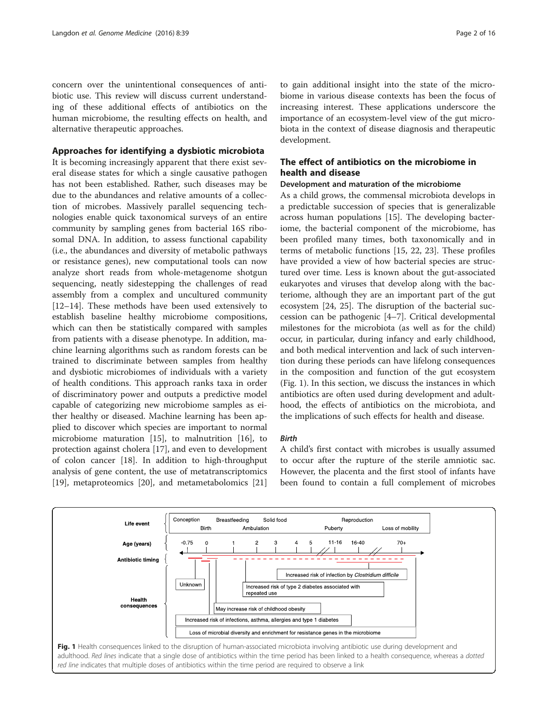concern over the unintentional consequences of antibiotic use. This review will discuss current understanding of these additional effects of antibiotics on the human microbiome, the resulting effects on health, and alternative therapeutic approaches.

## Approaches for identifying a dysbiotic microbiota

It is becoming increasingly apparent that there exist several disease states for which a single causative pathogen has not been established. Rather, such diseases may be due to the abundances and relative amounts of a collection of microbes. Massively parallel sequencing technologies enable quick taxonomical surveys of an entire community by sampling genes from bacterial 16S ribosomal DNA. In addition, to assess functional capability (i.e., the abundances and diversity of metabolic pathways or resistance genes), new computational tools can now analyze short reads from whole-metagenome shotgun sequencing, neatly sidestepping the challenges of read assembly from a complex and uncultured community [12–14]. These methods have been used extensively to establish baseline healthy microbiome compositions, which can then be statistically compared with samples from patients with a disease phenotype. In addition, machine learning algorithms such as random forests can be trained to discriminate between samples from healthy and dysbiotic microbiomes of individuals with a variety of health conditions. This approach ranks taxa in order of discriminatory power and outputs a predictive model capable of categorizing new microbiome samples as either healthy or diseased. Machine learning has been applied to discover which species are important to normal microbiome maturation [15], to malnutrition [16], to protection against cholera [17], and even to development of colon cancer [18]. In addition to high-throughput analysis of gene content, the use of metatranscriptomics [19], metaproteomics [20], and metametabolomics [21] to gain additional insight into the state of the microbiome in various disease contexts has been the focus of increasing interest. These applications underscore the importance of an ecosystem-level view of the gut microbiota in the context of disease diagnosis and therapeutic development.

## The effect of antibiotics on the microbiome in health and disease

### Development and maturation of the microbiome

As a child grows, the commensal microbiota develops in a predictable succession of species that is generalizable across human populations [15]. The developing bacteriome, the bacterial component of the microbiome, has been profiled many times, both taxonomically and in terms of metabolic functions [15, 22, 23]. These profiles have provided a view of how bacterial species are structured over time. Less is known about the gut-associated eukaryotes and viruses that develop along with the bacteriome, although they are an important part of the gut ecosystem [24, 25]. The disruption of the bacterial succession can be pathogenic [4–7]. Critical developmental milestones for the microbiota (as well as for the child) occur, in particular, during infancy and early childhood, and both medical intervention and lack of such intervention during these periods can have lifelong consequences in the composition and function of the gut ecosystem (Fig. 1). In this section, we discuss the instances in which antibiotics are often used during development and adulthood, the effects of antibiotics on the microbiota, and the implications of such effects for health and disease.

#### *Birth*

A child's first contact with microbes is usually assumed to occur after the rupture of the sterile amniotic sac. However, the placenta and the first stool of infants have been found to contain a full complement of microbes

**Fig. 1** Health consequences linked to the disruption of human-associated microbiota involving antibiotic use during development and adulthood. *Red lines* indicate that a single dose of antibiotics within the time period has been linked to a health consequence, whereas a *dotted red line* indicates that multiple doses of antibiotics within the time period are required to observe a link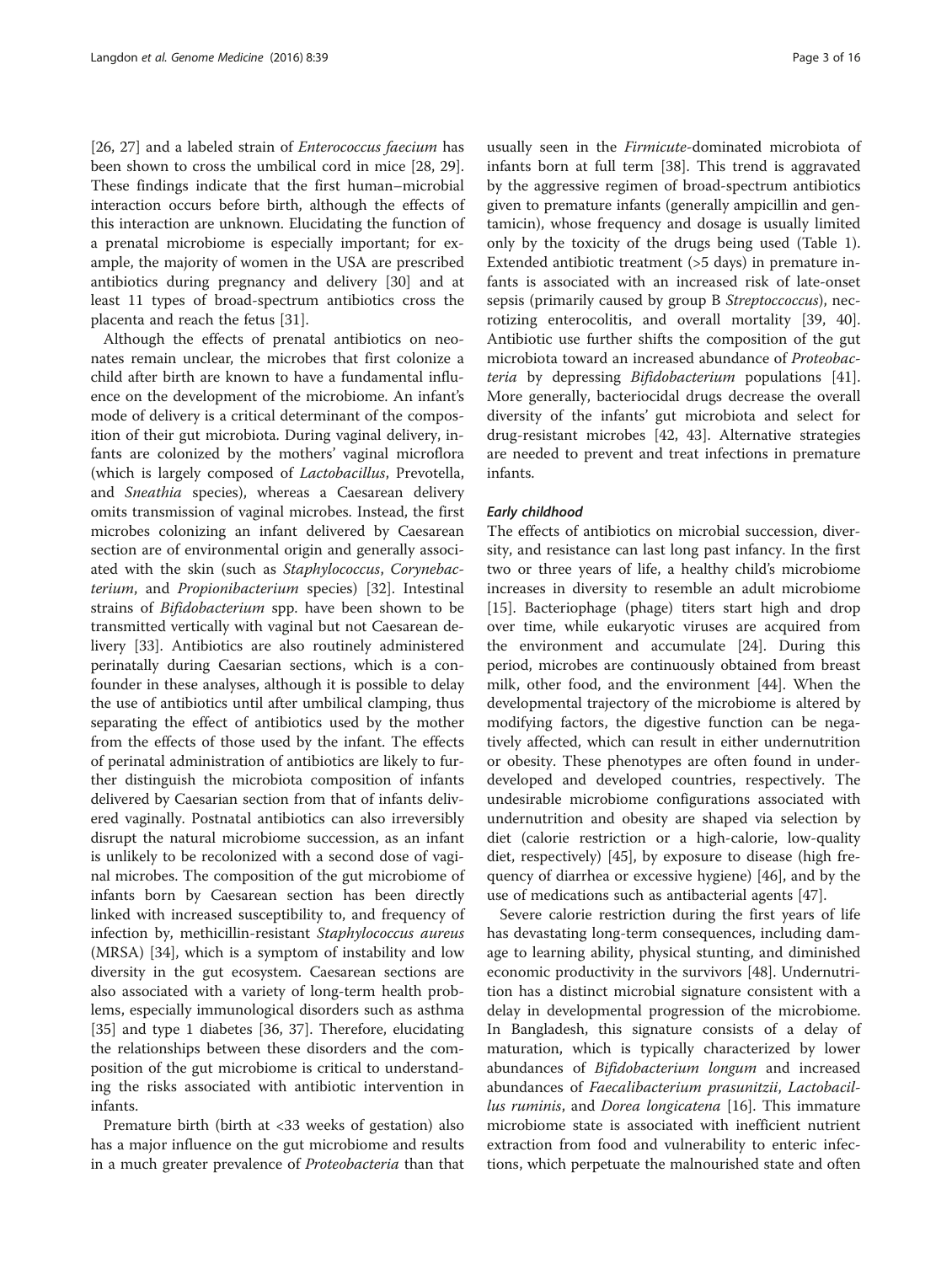[26, 27] and a labeled strain of *Enterococcus faecium* has been shown to cross the umbilical cord in mice [28, 29]. These findings indicate that the first human–microbial interaction occurs before birth, although the effects of this interaction are unknown. Elucidating the function of a prenatal microbiome is especially important; for example, the majority of women in the USA are prescribed antibiotics during pregnancy and delivery [30] and at least 11 types of broad-spectrum antibiotics cross the placenta and reach the fetus [31].

Although the effects of prenatal antibiotics on neonates remain unclear, the microbes that first colonize a child after birth are known to have a fundamental influence on the development of the microbiome. An infant's mode of delivery is a critical determinant of the composition of their gut microbiota. During vaginal delivery, infants are colonized by the mothers' vaginal microflora (which is largely composed of *Lactobacillus*, Prevotella, and *Sneathia* species), whereas a Caesarean delivery omits transmission of vaginal microbes. Instead, the first microbes colonizing an infant delivered by Caesarean section are of environmental origin and generally associated with the skin (such as *Staphylococcus*, *Corynebacterium*, and *Propionibacterium* species) [32]. Intestinal strains of *Bifidobacterium* spp. have been shown to be transmitted vertically with vaginal but not Caesarean delivery [33]. Antibiotics are also routinely administered perinatally during Caesarian sections, which is a confounder in these analyses, although it is possible to delay the use of antibiotics until after umbilical clamping, thus separating the effect of antibiotics used by the mother from the effects of those used by the infant. The effects of perinatal administration of antibiotics are likely to further distinguish the microbiota composition of infants delivered by Caesarian section from that of infants delivered vaginally. Postnatal antibiotics can also irreversibly disrupt the natural microbiome succession, as an infant is unlikely to be recolonized with a second dose of vaginal microbes. The composition of the gut microbiome of infants born by Caesarean section has been directly linked with increased susceptibility to, and frequency of infection by, methicillin-resistant *Staphylococcus aureus* (MRSA) [34], which is a symptom of instability and low diversity in the gut ecosystem. Caesarean sections are also associated with a variety of long-term health problems, especially immunological disorders such as asthma [35] and type 1 diabetes [36, 37]. Therefore, elucidating the relationships between these disorders and the composition of the gut microbiome is critical to understanding the risks associated with antibiotic intervention in infants.

Premature birth (birth at <33 weeks of gestation) also has a major influence on the gut microbiome and results in a much greater prevalence of *Proteobacteria* than that usually seen in the *Firmicute*-dominated microbiota of infants born at full term [38]. This trend is aggravated by the aggressive regimen of broad-spectrum antibiotics given to premature infants (generally ampicillin and gentamicin), whose frequency and dosage is usually limited only by the toxicity of the drugs being used (Table 1). Extended antibiotic treatment (>5 days) in premature infants is associated with an increased risk of late-onset sepsis (primarily caused by group B *Streptoccoccus*), necrotizing enterocolitis, and overall mortality [39, 40]. Antibiotic use further shifts the composition of the gut microbiota toward an increased abundance of *Proteobacteria* by depressing *Bifidobacterium* populations [41]. More generally, bacteriocidal drugs decrease the overall diversity of the infants' gut microbiota and select for drug-resistant microbes [42, 43]. Alternative strategies are needed to prevent and treat infections in premature infants.

#### Early childhood

The effects of antibiotics on microbial succession, diversity, and resistance can last long past infancy. In the first two or three years of life, a healthy child's microbiome increases in diversity to resemble an adult microbiome [15]. Bacteriophage (phage) titers start high and drop over time, while eukaryotic viruses are acquired from the environment and accumulate [24]. During this period, microbes are continuously obtained from breast milk, other food, and the environment [44]. When the developmental trajectory of the microbiome is altered by modifying factors, the digestive function can be negatively affected, which can result in either undernutrition or obesity. These phenotypes are often found in underdeveloped and developed countries, respectively. The undesirable microbiome configurations associated with undernutrition and obesity are shaped via selection by diet (calorie restriction or a high-calorie, low-quality diet, respectively) [45], by exposure to disease (high frequency of diarrhea or excessive hygiene) [46], and by the use of medications such as antibacterial agents [47].

Severe calorie restriction during the first years of life has devastating long-term consequences, including damage to learning ability, physical stunting, and diminished economic productivity in the survivors [48]. Undernutrition has a distinct microbial signature consistent with a delay in developmental progression of the microbiome. In Bangladesh, this signature consists of a delay of maturation, which is typically characterized by lower abundances of *Bifidobacterium longum* and increased abundances of *Faecalibacterium prasunitzii*, *Lactobacillus ruminis*, and *Dorea longicatena* [16]. This immature microbiome state is associated with inefficient nutrient extraction from food and vulnerability to enteric infections, which perpetuate the malnourished state and often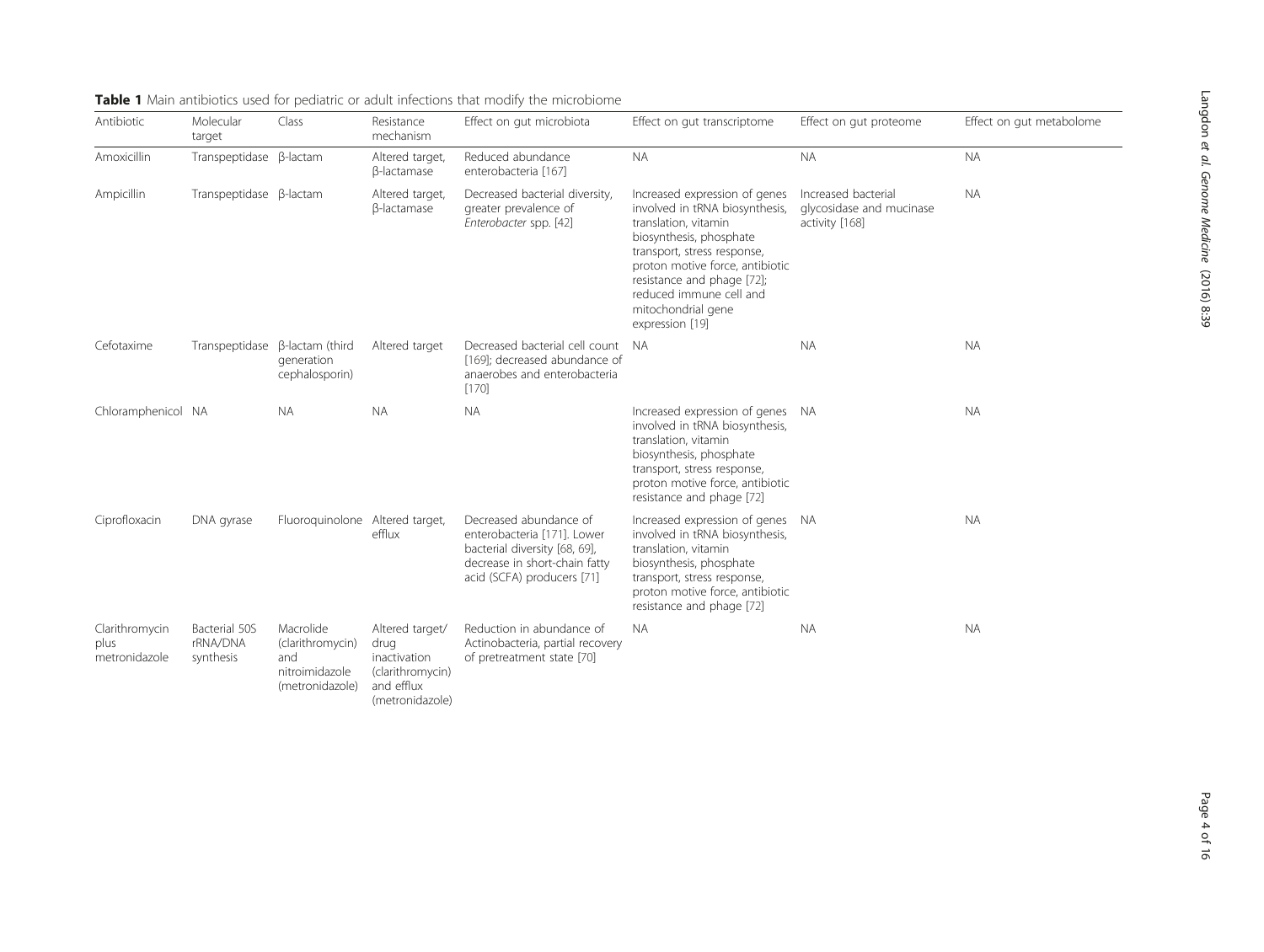**Table 1** Main antibiotics used for pediatric or adult infections that modify the microbiome

| Antibiotic | Molecular target | Class | Resistance mechanism | Effect on gut microbiota | Effect on gut transcriptome | Effect on gut proteome | Effect on gut metabolome |
|---|---|---|---|---|---|---|---|
| Amoxicillin | Transpeptidase | β-lactam | Altered target, β-lactamase | Reduced abundance enterobacteria [167] | NA | NA | NA |
| Ampicillin | Transpeptidase | β-lactam | Altered target, β-lactamase | Decreased bacterial diversity, greater prevalence of *Enterobacter* spp. [42] | Increased expression of genes involved in tRNA biosynthesis, translation, vitamin biosynthesis, phosphate transport, stress response, proton motive force, antibiotic resistance and phage [72]; reduced immune cell and mitochondrial gene expression [19] | Increased bacterial glycosidase and mucinase activity [168] | NA |
| Cefotaxime | Transpeptidase | β-lactam (third generation cephalosporin) | Altered target | Decreased bacterial cell count [169]; decreased abundance of anaerobes and enterobacteria [170] | NA | NA | NA |
| Chloramphenicol | NA | NA | NA | NA | Increased expression of genes involved in tRNA biosynthesis, translation, vitamin biosynthesis, phosphate transport, stress response, proton motive force, antibiotic resistance and phage [72] | NA | NA |
| Ciprofloxacin | DNA gyrase | Fluoroquinolone | Altered target, efflux | Decreased abundance of enterobacteria [171]. Lower bacterial diversity [68, 69], decrease in short-chain fatty acid (SCFA) producers [71] | Increased expression of genes involved in tRNA biosynthesis, translation, vitamin biosynthesis, phosphate transport, stress response, proton motive force, antibiotic resistance and phage [72] | NA | NA |
| Clarithromycin plus metronidazole | Bacterial 50S rRNA/DNA synthesis | Macrolide (clarithromycin) and nitroimidazole (metronidazole) | Altered target/ drug inactivation (clarithromycin) and efflux (metronidazole) | Reduction in abundance of Actinobacteria, partial recovery of pretreatment state [70] | NA | NA | NA |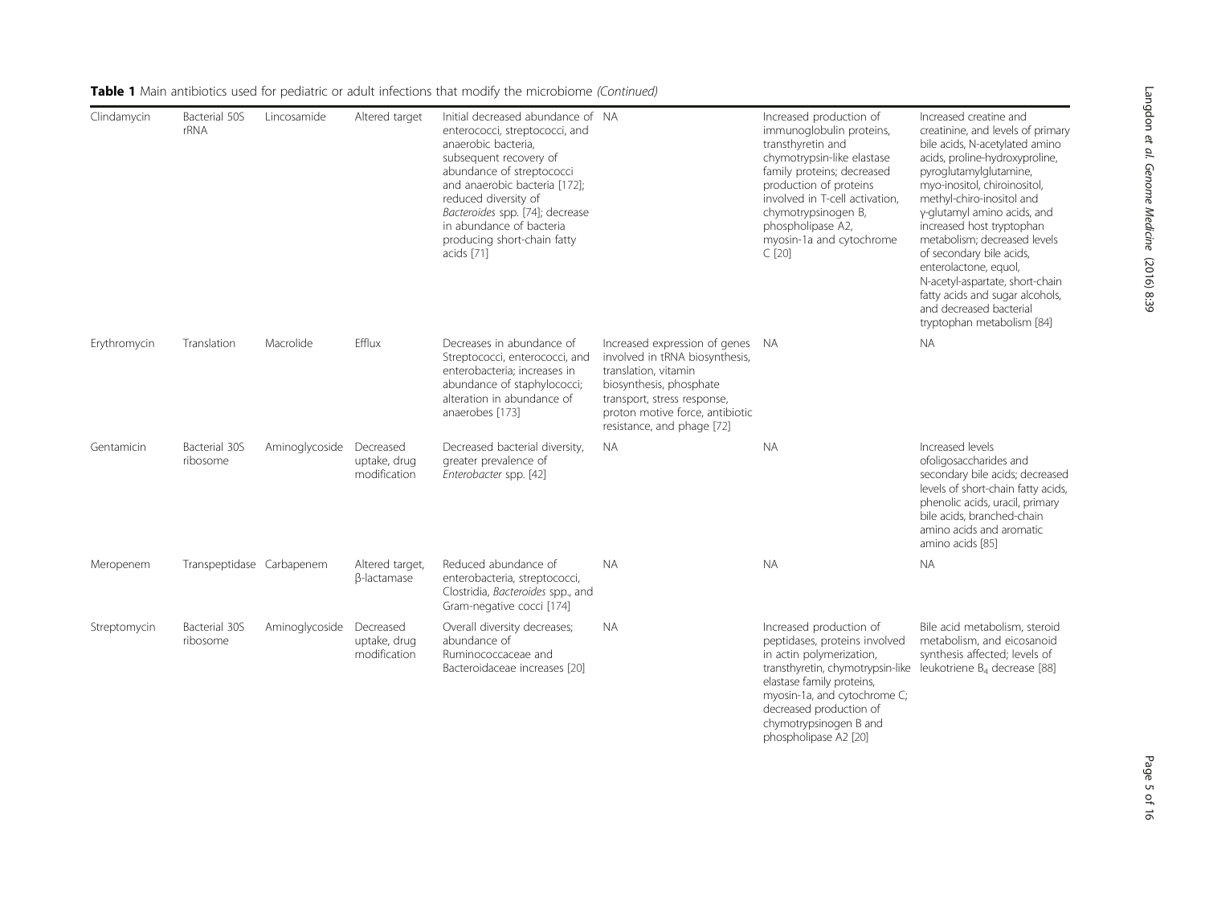**Table 1** Main antibiotics used for pediatric or adult infections that modify the microbiome *(Continued)*

| | | | | | | | |
|---|---|---|---|---|---|---|---|
| Clindamycin | Bacterial 50S rRNA | Lincosamide | Altered target | Initial decreased abundance of enterococci, streptococci, and anaerobic bacteria, subsequent recovery of abundance of streptococci and anaerobic bacteria [172]; reduced diversity of *Bacteroides* spp. [74]; decrease in abundance of bacteria producing short-chain fatty acids [71] | NA | Increased production of immunoglobulin proteins, transthyretin and chymotrypsin-like elastase family proteins; decreased production of proteins involved in T-cell activation, chymotrypsinogen B, phospholipase A2, myosin-1a and cytochrome C [20] | Increased creatine and creatinine, and levels of primary bile acids, N-acetylated amino acids, proline-hydroxyproline, pyroglutamylglutamine, myo-inositol, chiroinositol, methyl-chiro-inositol and γ-glutamyl amino acids, and increased host tryptophan metabolism; decreased levels of secondary bile acids, enterolactone, equol, N-acetyl-aspartate, short-chain fatty acids and sugar alcohols, and decreased bacterial tryptophan metabolism [84] |
| Erythromycin | Translation | Macrolide | Efflux | Decreases in abundance of Streptococci, enterococci, and enterobacteria; increases in abundance of staphylococci; alteration in abundance of anaerobes [173] | Increased expression of genes involved in tRNA biosynthesis, translation, vitamin biosynthesis, phosphate transport, stress response, proton motive force, antibiotic resistance, and phage [72] | NA | NA |
| Gentamicin | Bacterial 30S ribosome | Aminoglycoside | Decreased uptake, drug modification | Decreased bacterial diversity, greater prevalence of *Enterobacter* spp. [42] | NA | NA | Increased levels ofoligosaccharides and secondary bile acids; decreased levels of short-chain fatty acids, phenolic acids, uracil, primary bile acids, branched-chain amino acids and aromatic amino acids [85] |
| Meropenem | Transpeptidase | Carbapenem | Altered target, β-lactamase | Reduced abundance of enterobacteria, streptococci, Clostridia, *Bacteroides* spp., and Gram-negative cocci [174] | NA | NA | NA |
| Streptomycin | Bacterial 30S ribosome | Aminoglycoside | Decreased uptake, drug modification | Overall diversity decreases; abundance of Ruminococcaceae and Bacteroidaceae increases [20] | NA | Increased production of peptidases, proteins involved in actin polymerization, transthyretin, chymotrypsin-like elastase family proteins, myosin-1a, and cytochrome C; decreased production of chymotrypsinogen B and phospholipase A2 [20] | Bile acid metabolism, steroid metabolism, and eicosanoid synthesis affected; levels of leukotriene $B_4$ decrease [88] |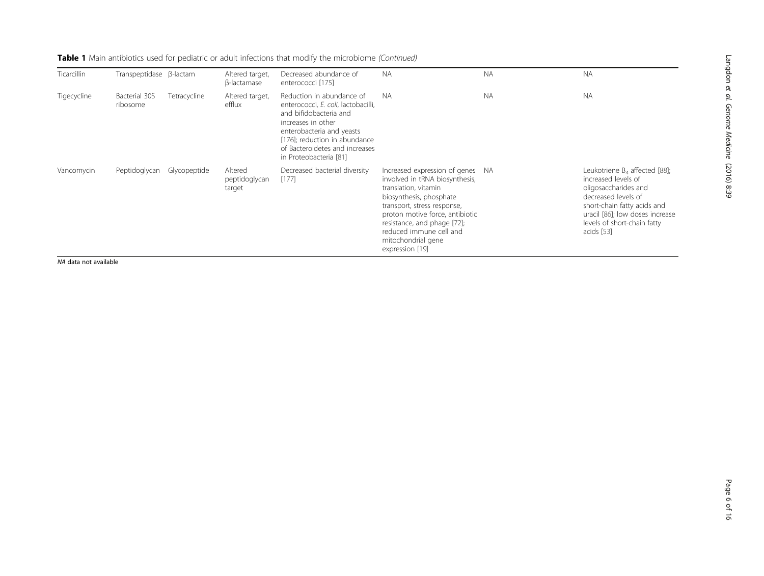**Table 1** Main antibiotics used for pediatric or adult infections that modify the microbiome *(Continued)*

| | | | | | | | |
|---|---|---|---|---|---|---|---|
| Ticarcillin | Transpeptidase | β-lactam | Altered target, β-lactamase | Decreased abundance of enterococci [175] | NA | NA | NA |
| Tigecycline | Bacterial 30S ribosome | Tetracycline | Altered target, efflux | Reduction in abundance of enterococci, *E. coli*, lactobacilli, and bifidobacteria and increases in other enterobacteria and yeasts [176]; reduction in abundance of Bacteroidetes and increases in Proteobacteria [81] | NA | NA | NA |
| Vancomycin | Peptidoglycan | Glycopeptide | Altered peptidoglycan target | Decreased bacterial diversity [177] | Increased expression of genes involved in tRNA biosynthesis, translation, vitamin biosynthesis, phosphate transport, stress response, proton motive force, antibiotic resistance, and phage [72]; reduced immune cell and mitochondrial gene expression [19] | NA | Leukotriene $B_4$ affected [88]; increased levels of oligosaccharides and decreased levels of short-chain fatty acids and uracil [86]; low doses increase levels of short-chain fatty acids [53] |

*NA* data not available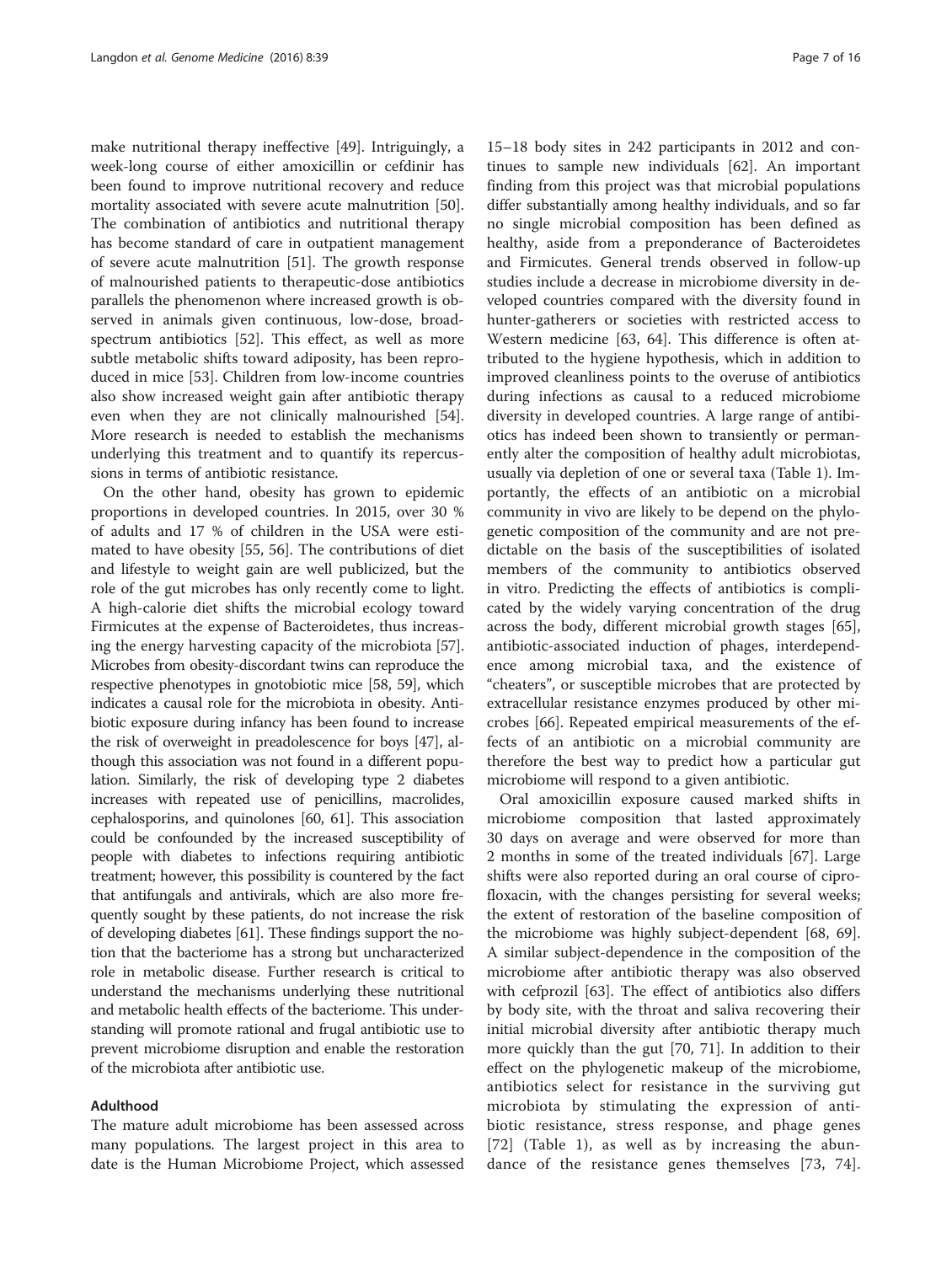make nutritional therapy ineffective [49]. Intriguingly, a week-long course of either amoxicillin or cefdinir has been found to improve nutritional recovery and reduce mortality associated with severe acute malnutrition [50]. The combination of antibiotics and nutritional therapy has become standard of care in outpatient management of severe acute malnutrition [51]. The growth response of malnourished patients to therapeutic-dose antibiotics parallels the phenomenon where increased growth is observed in animals given continuous, low-dose, broad-spectrum antibiotics [52]. This effect, as well as more subtle metabolic shifts toward adiposity, has been reproduced in mice [53]. Children from low-income countries also show increased weight gain after antibiotic therapy even when they are not clinically malnourished [54]. More research is needed to establish the mechanisms underlying this treatment and to quantify its repercussions in terms of antibiotic resistance.

On the other hand, obesity has grown to epidemic proportions in developed countries. In 2015, over 30 % of adults and 17 % of children in the USA were estimated to have obesity [55, 56]. The contributions of diet and lifestyle to weight gain are well publicized, but the role of the gut microbes has only recently come to light. A high-calorie diet shifts the microbial ecology toward Firmicutes at the expense of Bacteroidetes, thus increasing the energy harvesting capacity of the microbiota [57]. Microbes from obesity-discordant twins can reproduce the respective phenotypes in gnotobiotic mice [58, 59], which indicates a causal role for the microbiota in obesity. Antibiotic exposure during infancy has been found to increase the risk of overweight in preadolescence for boys [47], although this association was not found in a different population. Similarly, the risk of developing type 2 diabetes increases with repeated use of penicillins, macrolides, cephalosporins, and quinolones [60, 61]. This association could be confounded by the increased susceptibility of people with diabetes to infections requiring antibiotic treatment; however, this possibility is countered by the fact that antifungals and antivirals, which are also more frequently sought by these patients, do not increase the risk of developing diabetes [61]. These findings support the notion that the bacteriome has a strong but uncharacterized role in metabolic disease. Further research is critical to understand the mechanisms underlying these nutritional and metabolic health effects of the bacteriome. This understanding will promote rational and frugal antibiotic use to prevent microbiome disruption and enable the restoration of the microbiota after antibiotic use.

### Adulthood

The mature adult microbiome has been assessed across many populations. The largest project in this area to date is the Human Microbiome Project, which assessed 15–18 body sites in 242 participants in 2012 and continues to sample new individuals [62]. An important finding from this project was that microbial populations differ substantially among healthy individuals, and so far no single microbial composition has been defined as healthy, aside from a preponderance of Bacteroidetes and Firmicutes. General trends observed in follow-up studies include a decrease in microbiome diversity in developed countries compared with the diversity found in hunter-gatherers or societies with restricted access to Western medicine [63, 64]. This difference is often attributed to the hygiene hypothesis, which in addition to improved cleanliness points to the overuse of antibiotics during infections as causal to a reduced microbiome diversity in developed countries. A large range of antibiotics has indeed been shown to transiently or permanently alter the composition of healthy adult microbiotas, usually via depletion of one or several taxa (Table 1). Importantly, the effects of an antibiotic on a microbial community in vivo are likely to be depend on the phylogenetic composition of the community and are not predictable on the basis of the susceptibilities of isolated members of the community to antibiotics observed in vitro. Predicting the effects of antibiotics is complicated by the widely varying concentration of the drug across the body, different microbial growth stages [65], antibiotic-associated induction of phages, interdependence among microbial taxa, and the existence of "cheaters", or susceptible microbes that are protected by extracellular resistance enzymes produced by other microbes [66]. Repeated empirical measurements of the effects of an antibiotic on a microbial community are therefore the best way to predict how a particular gut microbiome will respond to a given antibiotic.

Oral amoxicillin exposure caused marked shifts in microbiome composition that lasted approximately 30 days on average and were observed for more than 2 months in some of the treated individuals [67]. Large shifts were also reported during an oral course of ciprofloxacin, with the changes persisting for several weeks; the extent of restoration of the baseline composition of the microbiome was highly subject-dependent [68, 69]. A similar subject-dependence in the composition of the microbiome after antibiotic therapy was also observed with cefprozil [63]. The effect of antibiotics also differs by body site, with the throat and saliva recovering their initial microbial diversity after antibiotic therapy much more quickly than the gut [70, 71]. In addition to their effect on the phylogenetic makeup of the microbiome, antibiotics select for resistance in the surviving gut microbiota by stimulating the expression of antibiotic resistance, stress response, and phage genes [72] (Table 1), as well as by increasing the abundance of the resistance genes themselves [73, 74].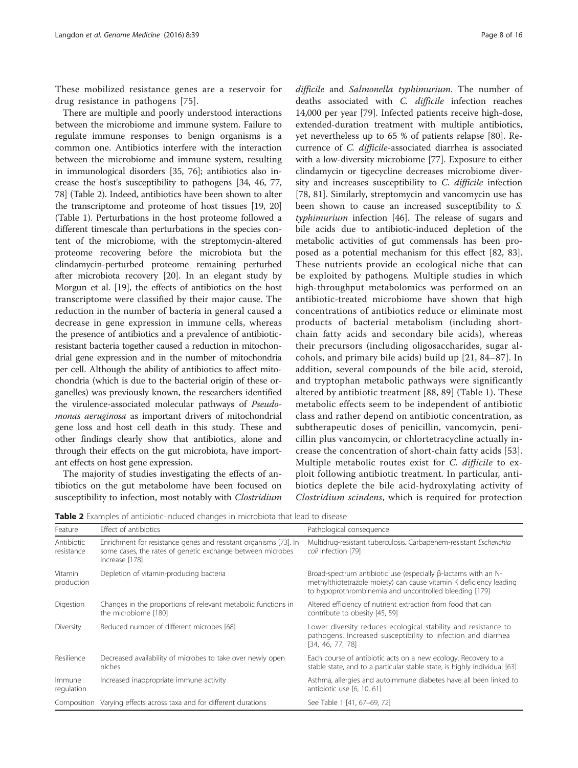These mobilized resistance genes are a reservoir for drug resistance in pathogens [75].

There are multiple and poorly understood interactions between the microbiome and immune system. Failure to regulate immune responses to benign organisms is a common one. Antibiotics interfere with the interaction between the microbiome and immune system, resulting in immunological disorders [35, 76]; antibiotics also increase the host's susceptibility to pathogens [34, 46, 77, 78] (Table 2). Indeed, antibiotics have been shown to alter the transcriptome and proteome of host tissues [19, 20] (Table 1). Perturbations in the host proteome followed a different timescale than perturbations in the species content of the microbiome, with the streptomycin-altered proteome recovering before the microbiota but the clindamycin-perturbed proteome remaining perturbed after microbiota recovery [20]. In an elegant study by Morgun et al. [19], the effects of antibiotics on the host transcriptome were classified by their major cause. The reduction in the number of bacteria in general caused a decrease in gene expression in immune cells, whereas the presence of antibiotics and a prevalence of antibiotic-resistant bacteria together caused a reduction in mitochondrial gene expression and in the number of mitochondria per cell. Although the ability of antibiotics to affect mitochondria (which is due to the bacterial origin of these organelles) was previously known, the researchers identified the virulence-associated molecular pathways of *Pseudomonas aeruginosa* as important drivers of mitochondrial gene loss and host cell death in this study. These and other findings clearly show that antibiotics, alone and through their effects on the gut microbiota, have important effects on host gene expression.

The majority of studies investigating the effects of antibiotics on the gut metabolome have been focused on susceptibility to infection, most notably with *Clostridium difficile* and *Salmonella typhimurium*. The number of deaths associated with *C. difficile* infection reaches 14,000 per year [79]. Infected patients receive high-dose, extended-duration treatment with multiple antibiotics, yet nevertheless up to 65 % of patients relapse [80]. Recurrence of *C. difficile*-associated diarrhea is associated with a low-diversity microbiome [77]. Exposure to either clindamycin or tigecycline decreases microbiome diversity and increases susceptibility to *C. difficile* infection [78, 81]. Similarly, streptomycin and vancomycin use has been shown to cause an increased susceptibility to *S. typhimurium* infection [46]. The release of sugars and bile acids due to antibiotic-induced depletion of the metabolic activities of gut commensals has been proposed as a potential mechanism for this effect [82, 83]. These nutrients provide an ecological niche that can be exploited by pathogens. Multiple studies in which high-throughput metabolomics was performed on an antibiotic-treated microbiome have shown that high concentrations of antibiotics reduce or eliminate most products of bacterial metabolism (including short-chain fatty acids and secondary bile acids), whereas their precursors (including oligosaccharides, sugar alcohols, and primary bile acids) build up [21, 84–87]. In addition, several compounds of the bile acid, steroid, and tryptophan metabolic pathways were significantly altered by antibiotic treatment [88, 89] (Table 1). These metabolic effects seem to be independent of antibiotic class and rather depend on antibiotic concentration, as subtherapeutic doses of penicillin, vancomycin, penicillin plus vancomycin, or chlortetracycline actually increase the concentration of short-chain fatty acids [53]. Multiple metabolic routes exist for *C. difficile* to exploit following antibiotic treatment. In particular, antibiotics deplete the bile acid-hydroxylating activity of *Clostridium scindens*, which is required for protection

**Table 2** Examples of antibiotic-induced changes in microbiota that lead to disease

| Feature | Effect of antibiotics | Pathological consequence |
|---|---|---|
| Antibiotic resistance | Enrichment for resistance genes and resistant organisms [73]. In some cases, the rates of genetic exchange between microbes increase [178] | Multidrug-resistant tuberculosis. Carbapenem-resistant *Escherichia coli* infection [79] |
| Vitamin production | Depletion of vitamin-producing bacteria | Broad-spectrum antibiotic use (especially β-lactams with an N-methylthiotetrazole moiety) can cause vitamin K deficiency leading to hypoprothrombinemia and uncontrolled bleeding [179] |
| Digestion | Changes in the proportions of relevant metabolic functions in the microbiome [180] | Altered efficiency of nutrient extraction from food that can contribute to obesity [45, 59] |
| Diversity | Reduced number of different microbes [68] | Lower diversity reduces ecological stability and resistance to pathogens. Increased susceptibility to infection and diarrhea [34, 46, 77, 78] |
| Resilience | Decreased availability of microbes to take over newly open niches | Each course of antibiotic acts on a new ecology. Recovery to a stable state, and to a particular stable state, is highly individual [63] |
| Immune regulation | Increased inappropriate immune activity | Asthma, allergies and autoimmune diabetes have all been linked to antibiotic use [6, 10, 61] |
| Composition | Varying effects across taxa and for different durations | See Table 1 [41, 67–69, 72] |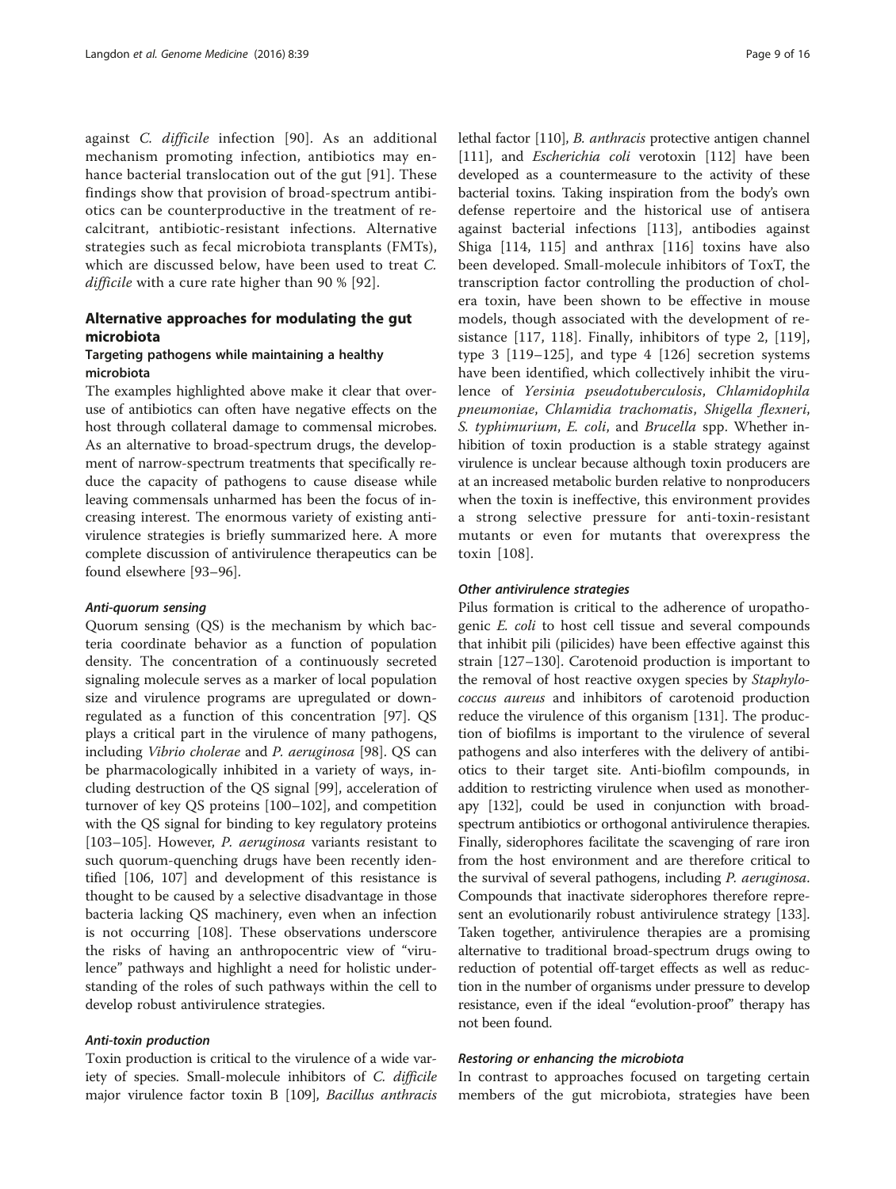against *C. difficile* infection [90]. As an additional mechanism promoting infection, antibiotics may enhance bacterial translocation out of the gut [91]. These findings show that provision of broad-spectrum antibiotics can be counterproductive in the treatment of recalcitrant, antibiotic-resistant infections. Alternative strategies such as fecal microbiota transplants (FMTs), which are discussed below, have been used to treat *C. difficile* with a cure rate higher than 90 % [92].

## Alternative approaches for modulating the gut microbiota

### Targeting pathogens while maintaining a healthy microbiota

The examples highlighted above make it clear that overuse of antibiotics can often have negative effects on the host through collateral damage to commensal microbes. As an alternative to broad-spectrum drugs, the development of narrow-spectrum treatments that specifically reduce the capacity of pathogens to cause disease while leaving commensals unharmed has been the focus of increasing interest. The enormous variety of existing antivirulence strategies is briefly summarized here. A more complete discussion of antivirulence therapeutics can be found elsewhere [93–96].

#### *Anti-quorum sensing*

Quorum sensing (QS) is the mechanism by which bacteria coordinate behavior as a function of population density. The concentration of a continuously secreted signaling molecule serves as a marker of local population size and virulence programs are upregulated or downregulated as a function of this concentration [97]. QS plays a critical part in the virulence of many pathogens, including *Vibrio cholerae* and *P. aeruginosa* [98]. QS can be pharmacologically inhibited in a variety of ways, including destruction of the QS signal [99], acceleration of turnover of key QS proteins [100–102], and competition with the QS signal for binding to key regulatory proteins [103–105]. However, *P. aeruginosa* variants resistant to such quorum-quenching drugs have been recently identified [106, 107] and development of this resistance is thought to be caused by a selective disadvantage in those bacteria lacking QS machinery, even when an infection is not occurring [108]. These observations underscore the risks of having an anthropocentric view of "virulence" pathways and highlight a need for holistic understanding of the roles of such pathways within the cell to develop robust antivirulence strategies.

#### *Anti-toxin production*

Toxin production is critical to the virulence of a wide variety of species. Small-molecule inhibitors of *C. difficile* major virulence factor toxin B [109], *Bacillus anthracis* lethal factor [110], *B. anthracis* protective antigen channel [111], and *Escherichia coli* verotoxin [112] have been developed as a countermeasure to the activity of these bacterial toxins. Taking inspiration from the body's own defense repertoire and the historical use of antisera against bacterial infections [113], antibodies against Shiga [114, 115] and anthrax [116] toxins have also been developed. Small-molecule inhibitors of ToxT, the transcription factor controlling the production of cholera toxin, have been shown to be effective in mouse models, though associated with the development of resistance [117, 118]. Finally, inhibitors of type 2, [119], type 3 [119–125], and type 4 [126] secretion systems have been identified, which collectively inhibit the virulence of *Yersinia pseudotuberculosis*, *Chlamidophila pneumoniae*, *Chlamidia trachomatis*, *Shigella flexneri*, *S. typhimurium*, *E. coli*, and *Brucella* spp. Whether inhibition of toxin production is a stable strategy against virulence is unclear because although toxin producers are at an increased metabolic burden relative to nonproducers when the toxin is ineffective, this environment provides a strong selective pressure for anti-toxin-resistant mutants or even for mutants that overexpress the toxin [108].

#### *Other antivirulence strategies*

Pilus formation is critical to the adherence of uropathogenic *E. coli* to host cell tissue and several compounds that inhibit pili (pilicides) have been effective against this strain [127–130]. Carotenoid production is important to the removal of host reactive oxygen species by *Staphylococcus aureus* and inhibitors of carotenoid production reduce the virulence of this organism [131]. The production of biofilms is important to the virulence of several pathogens and also interferes with the delivery of antibiotics to their target site. Anti-biofilm compounds, in addition to restricting virulence when used as monotherapy [132], could be used in conjunction with broad-spectrum antibiotics or orthogonal antivirulence therapies. Finally, siderophores facilitate the scavenging of rare iron from the host environment and are therefore critical to the survival of several pathogens, including *P. aeruginosa*. Compounds that inactivate siderophores therefore represent an evolutionarily robust antivirulence strategy [133]. Taken together, antivirulence therapies are a promising alternative to traditional broad-spectrum drugs owing to reduction of potential off-target effects as well as reduction in the number of organisms under pressure to develop resistance, even if the ideal "evolution-proof" therapy has not been found.

#### *Restoring or enhancing the microbiota*

In contrast to approaches focused on targeting certain members of the gut microbiota, strategies have been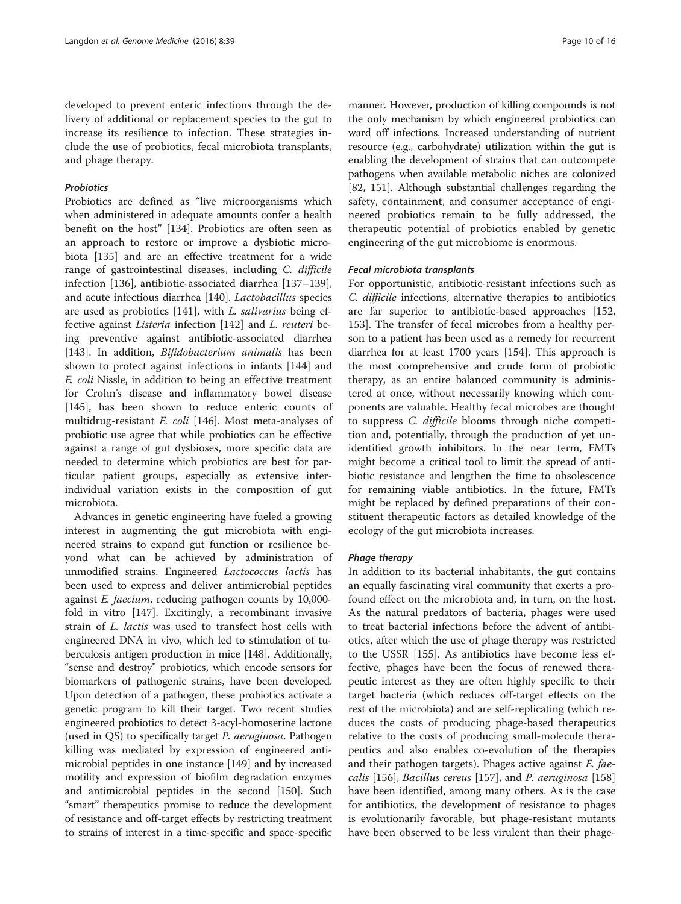developed to prevent enteric infections through the delivery of additional or replacement species to the gut to increase its resilience to infection. These strategies include the use of probiotics, fecal microbiota transplants, and phage therapy.

#### *Probiotics*

Probiotics are defined as "live microorganisms which when administered in adequate amounts confer a health benefit on the host" [134]. Probiotics are often seen as an approach to restore or improve a dysbiotic microbiota [135] and are an effective treatment for a wide range of gastrointestinal diseases, including *C. difficile* infection [136], antibiotic-associated diarrhea [137–139], and acute infectious diarrhea [140]. *Lactobacillus* species are used as probiotics [141], with *L. salivarius* being effective against *Listeria* infection [142] and *L. reuteri* being preventive against antibiotic-associated diarrhea [143]. In addition, *Bifidobacterium animalis* has been shown to protect against infections in infants [144] and *E. coli* Nissle, in addition to being an effective treatment for Crohn's disease and inflammatory bowel disease [145], has been shown to reduce enteric counts of multidrug-resistant *E. coli* [146]. Most meta-analyses of probiotic use agree that while probiotics can be effective against a range of gut dysbioses, more specific data are needed to determine which probiotics are best for particular patient groups, especially as extensive inter-individual variation exists in the composition of gut microbiota.

Advances in genetic engineering have fueled a growing interest in augmenting the gut microbiota with engineered strains to expand gut function or resilience beyond what can be achieved by administration of unmodified strains. Engineered *Lactococcus lactis* has been used to express and deliver antimicrobial peptides against *E. faecium*, reducing pathogen counts by 10,000-fold in vitro [147]. Excitingly, a recombinant invasive strain of *L. lactis* was used to transfect host cells with engineered DNA in vivo, which led to stimulation of tuberculosis antigen production in mice [148]. Additionally, "sense and destroy" probiotics, which encode sensors for biomarkers of pathogenic strains, have been developed. Upon detection of a pathogen, these probiotics activate a genetic program to kill their target. Two recent studies engineered probiotics to detect 3-acyl-homoserine lactone (used in QS) to specifically target *P. aeruginosa*. Pathogen killing was mediated by expression of engineered antimicrobial peptides in one instance [149] and by increased motility and expression of biofilm degradation enzymes and antimicrobial peptides in the second [150]. Such "smart" therapeutics promise to reduce the development of resistance and off-target effects by restricting treatment to strains of interest in a time-specific and space-specific manner. However, production of killing compounds is not the only mechanism by which engineered probiotics can ward off infections. Increased understanding of nutrient resource (e.g., carbohydrate) utilization within the gut is enabling the development of strains that can outcompete pathogens when available metabolic niches are colonized [82, 151]. Although substantial challenges regarding the safety, containment, and consumer acceptance of engineered probiotics remain to be fully addressed, the therapeutic potential of probiotics enabled by genetic engineering of the gut microbiome is enormous.

#### *Fecal microbiota transplants*

For opportunistic, antibiotic-resistant infections such as *C. difficile* infections, alternative therapies to antibiotics are far superior to antibiotic-based approaches [152, 153]. The transfer of fecal microbes from a healthy person to a patient has been used as a remedy for recurrent diarrhea for at least 1700 years [154]. This approach is the most comprehensive and crude form of probiotic therapy, as an entire balanced community is administered at once, without necessarily knowing which components are valuable. Healthy fecal microbes are thought to suppress *C. difficile* blooms through niche competition and, potentially, through the production of yet unidentified growth inhibitors. In the near term, FMTs might become a critical tool to limit the spread of antibiotic resistance and lengthen the time to obsolescence for remaining viable antibiotics. In the future, FMTs might be replaced by defined preparations of their constituent therapeutic factors as detailed knowledge of the ecology of the gut microbiota increases.

#### *Phage therapy*

In addition to its bacterial inhabitants, the gut contains an equally fascinating viral community that exerts a profound effect on the microbiota and, in turn, on the host. As the natural predators of bacteria, phages were used to treat bacterial infections before the advent of antibiotics, after which the use of phage therapy was restricted to the USSR [155]. As antibiotics have become less effective, phages have been the focus of renewed therapeutic interest as they are often highly specific to their target bacteria (which reduces off-target effects on the rest of the microbiota) and are self-replicating (which reduces the costs of producing phage-based therapeutics relative to the costs of producing small-molecule therapeutics and also enables co-evolution of the therapies and their pathogen targets). Phages active against *E. faecalis* [156], *Bacillus cereus* [157], and *P. aeruginosa* [158] have been identified, among many others. As is the case for antibiotics, the development of resistance to phages is evolutionarily favorable, but phage-resistant mutants have been observed to be less virulent than their phage-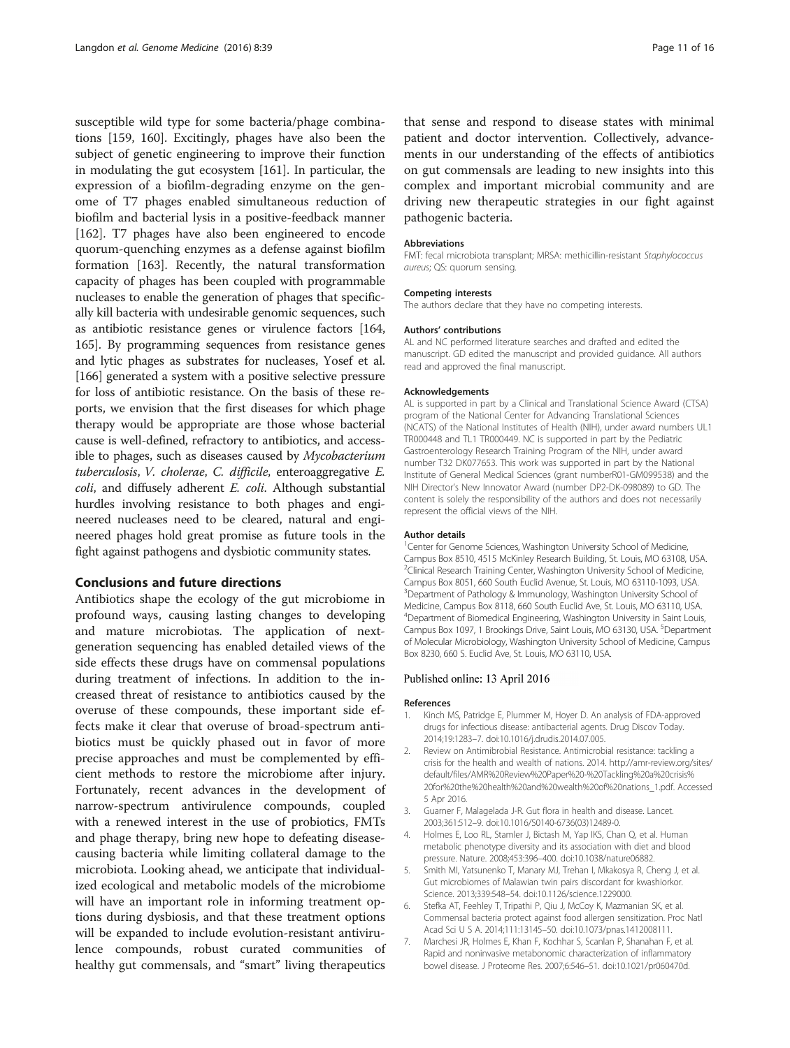susceptible wild type for some bacteria/phage combinations [159, 160]. Excitingly, phages have also been the subject of genetic engineering to improve their function in modulating the gut ecosystem [161]. In particular, the expression of a biofilm-degrading enzyme on the genome of T7 phages enabled simultaneous reduction of biofilm and bacterial lysis in a positive-feedback manner [162]. T7 phages have also been engineered to encode quorum-quenching enzymes as a defense against biofilm formation [163]. Recently, the natural transformation capacity of phages has been coupled with programmable nucleases to enable the generation of phages that specifically kill bacteria with undesirable genomic sequences, such as antibiotic resistance genes or virulence factors [164, 165]. By programming sequences from resistance genes and lytic phages as substrates for nucleases, Yosef et al. [166] generated a system with a positive selective pressure for loss of antibiotic resistance. On the basis of these reports, we envision that the first diseases for which phage therapy would be appropriate are those whose bacterial cause is well-defined, refractory to antibiotics, and accessible to phages, such as diseases caused by *Mycobacterium tuberculosis*, *V. cholerae*, *C. difficile*, enteroaggregative *E. coli*, and diffusely adherent *E. coli*. Although substantial hurdles involving resistance to both phages and engineered nucleases need to be cleared, natural and engineered phages hold great promise as future tools in the fight against pathogens and dysbiotic community states.

## Conclusions and future directions

Antibiotics shape the ecology of the gut microbiome in profound ways, causing lasting changes to developing and mature microbiotas. The application of next-generation sequencing has enabled detailed views of the side effects these drugs have on commensal populations during treatment of infections. In addition to the increased threat of resistance to antibiotics caused by the overuse of these compounds, these important side effects make it clear that overuse of broad-spectrum antibiotics must be quickly phased out in favor of more precise approaches and must be complemented by efficient methods to restore the microbiome after injury. Fortunately, recent advances in the development of narrow-spectrum antivirulence compounds, coupled with a renewed interest in the use of probiotics, FMTs and phage therapy, bring new hope to defeating disease-causing bacteria while limiting collateral damage to the microbiota. Looking ahead, we anticipate that individualized ecological and metabolic models of the microbiome will have an important role in informing treatment options during dysbiosis, and that these treatment options will be expanded to include evolution-resistant antivirulence compounds, robust curated communities of healthy gut commensals, and "smart" living therapeutics that sense and respond to disease states with minimal patient and doctor intervention. Collectively, advancements in our understanding of the effects of antibiotics on gut commensals are leading to new insights into this complex and important microbial community and are driving new therapeutic strategies in our fight against pathogenic bacteria.

#### Abbreviations

FMT: fecal microbiota transplant; MRSA: methicillin-resistant *Staphylococcus aureus*; QS: quorum sensing.

#### Competing interests

The authors declare that they have no competing interests.

#### Authors' contributions

AL and NC performed literature searches and drafted and edited the manuscript. GD edited the manuscript and provided guidance. All authors read and approved the final manuscript.

#### Acknowledgements

AL is supported in part by a Clinical and Translational Science Award (CTSA) program of the National Center for Advancing Translational Sciences (NCATS) of the National Institutes of Health (NIH), under award numbers UL1 TR000448 and TL1 TR000449. NC is supported in part by the Pediatric Gastroenterology Research Training Program of the NIH, under award number T32 DK077653. This work was supported in part by the National Institute of General Medical Sciences (grant numberR01-GM099538) and the NIH Director's New Innovator Award (number DP2-DK-098089) to GD. The content is solely the responsibility of the authors and does not necessarily represent the official views of the NIH.

#### Author details

[1]Center for Genome Sciences, Washington University School of Medicine, Campus Box 8510, 4515 McKinley Research Building, St. Louis, MO 63108, USA. [2]Clinical Research Training Center, Washington University School of Medicine, Campus Box 8051, 660 South Euclid Avenue, St. Louis, MO 63110-1093, USA. [3]Department of Pathology & Immunology, Washington University School of Medicine, Campus Box 8118, 660 South Euclid Ave, St. Louis, MO 63110, USA. [4]Department of Biomedical Engineering, Washington University in Saint Louis, Campus Box 1097, 1 Brookings Drive, Saint Louis, MO 63130, USA. [5]Department of Molecular Microbiology, Washington University School of Medicine, Campus Box 8230, 660 S. Euclid Ave, St. Louis, MO 63110, USA.

Published online: 13 April 2016

#### References

1. Kinch MS, Patridge E, Plummer M, Hoyer D. An analysis of FDA-approved drugs for infectious disease: antibacterial agents. Drug Discov Today. 2014;19:1283–7. doi:10.1016/j.drudis.2014.07.005.
2. Review on Antimibrobial Resistance. Antimicrobial resistance: tackling a crisis for the health and wealth of nations. 2014. http://amr-review.org/sites/default/files/AMR%20Review%20Paper%20-%20Tackling%20a%20crisis%20for%20the%20health%20and%20wealth%20of%20nations_1.pdf. Accessed 5 Apr 2016.
3. Guarner F, Malagelada J-R. Gut flora in health and disease. Lancet. 2003;361:512–9. doi:10.1016/S0140-6736(03)12489-0.
4. Holmes E, Loo RL, Stamler J, Bictash M, Yap IKS, Chan Q, et al. Human metabolic phenotype diversity and its association with diet and blood pressure. Nature. 2008;453:396–400. doi:10.1038/nature06882.
5. Smith MI, Yatsunenko T, Manary MJ, Trehan I, Mkakosya R, Cheng J, et al. Gut microbiomes of Malawian twin pairs discordant for kwashiorkor. Science. 2013;339:548–54. doi:10.1126/science.1229000.
6. Stefka AT, Feehley T, Tripathi P, Qiu J, McCoy K, Mazmanian SK, et al. Commensal bacteria protect against food allergen sensitization. Proc Natl Acad Sci U S A. 2014;111:13145–50. doi:10.1073/pnas.1412008111.
7. Marchesi JR, Holmes E, Khan F, Kochhar S, Scanlan P, Shanahan F, et al. Rapid and noninvasive metabonomic characterization of inflammatory bowel disease. J Proteome Res. 2007;6:546–51. doi:10.1021/pr060470d.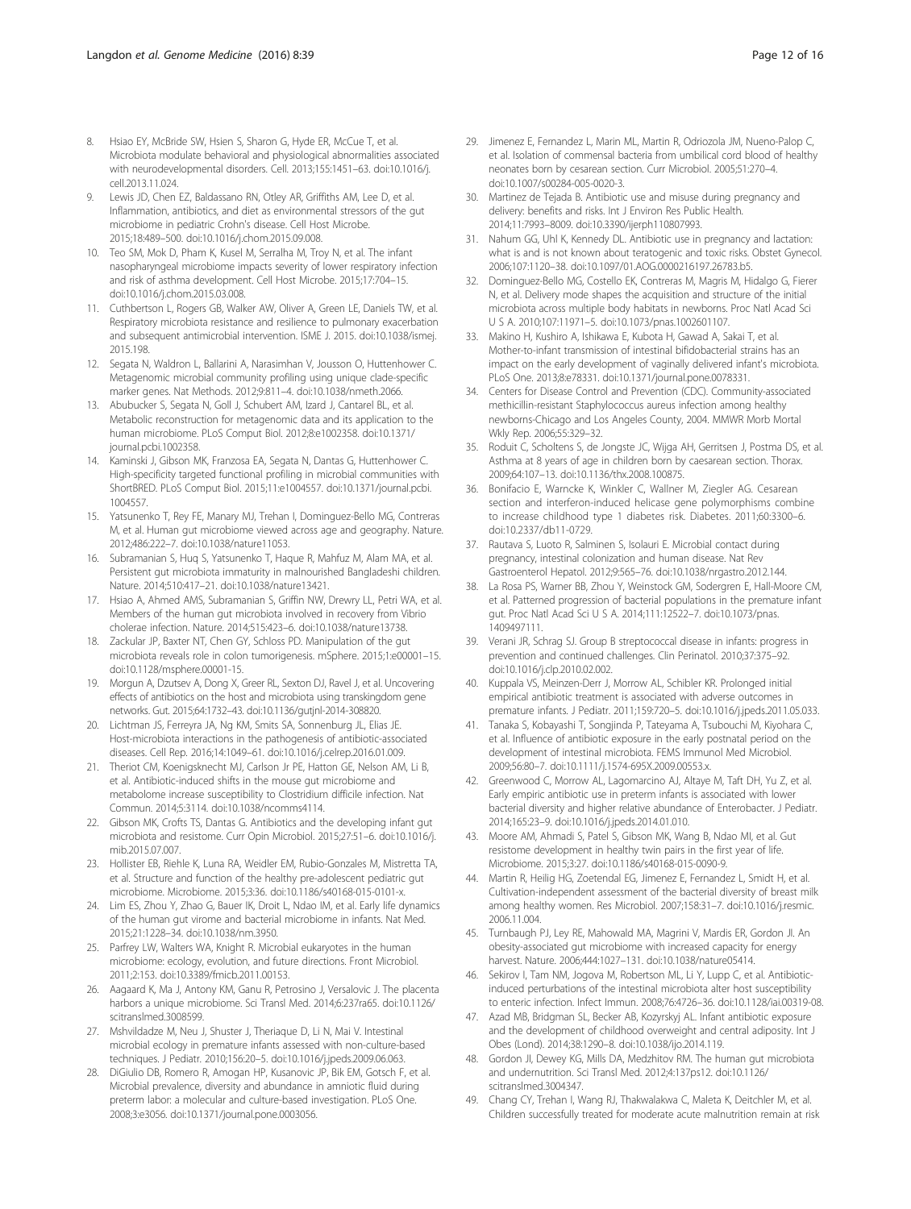8. Hsiao EY, McBride SW, Hsien S, Sharon G, Hyde ER, McCue T, et al. Microbiota modulate behavioral and physiological abnormalities associated with neurodevelopmental disorders. Cell. 2013;155:1451–63. doi:10.1016/j.cell.2013.11.024.
9. Lewis JD, Chen EZ, Baldassano RN, Otley AR, Griffiths AM, Lee D, et al. Inflammation, antibiotics, and diet as environmental stressors of the gut microbiome in pediatric Crohn's disease. Cell Host Microbe. 2015;18:489–500. doi:10.1016/j.chom.2015.09.008.
10. Teo SM, Mok D, Pham K, Kusel M, Serralha M, Troy N, et al. The infant nasopharyngeal microbiome impacts severity of lower respiratory infection and risk of asthma development. Cell Host Microbe. 2015;17:704–15. doi:10.1016/j.chom.2015.03.008.
11. Cuthbertson L, Rogers GB, Walker AW, Oliver A, Green LE, Daniels TW, et al. Respiratory microbiota resistance and resilience to pulmonary exacerbation and subsequent antimicrobial intervention. ISME J. 2015. doi:10.1038/ismej.2015.198.
12. Segata N, Waldron L, Ballarini A, Narasimhan V, Jousson O, Huttenhower C. Metagenomic microbial community profiling using unique clade-specific marker genes. Nat Methods. 2012;9:811–4. doi:10.1038/nmeth.2066.
13. Abubucker S, Segata N, Goll J, Schubert AM, Izard J, Cantarel BL, et al. Metabolic reconstruction for metagenomic data and its application to the human microbiome. PLoS Comput Biol. 2012;8:e1002358. doi:10.1371/journal.pcbi.1002358.
14. Kaminski J, Gibson MK, Franzosa EA, Segata N, Dantas G, Huttenhower C. High-specificity targeted functional profiling in microbial communities with ShortBRED. PLoS Comput Biol. 2015;11:e1004557. doi:10.1371/journal.pcbi.1004557.
15. Yatsunenko T, Rey FE, Manary MJ, Trehan I, Dominguez-Bello MG, Contreras M, et al. Human gut microbiome viewed across age and geography. Nature. 2012;486:222–7. doi:10.1038/nature11053.
16. Subramanian S, Huq S, Yatsunenko T, Haque R, Mahfuz M, Alam MA, et al. Persistent gut microbiota immaturity in malnourished Bangladeshi children. Nature. 2014;510:417–21. doi:10.1038/nature13421.
17. Hsiao A, Ahmed AMS, Subramanian S, Griffin NW, Drewry LL, Petri WA, et al. Members of the human gut microbiota involved in recovery from Vibrio cholerae infection. Nature. 2014;515:423–6. doi:10.1038/nature13738.
18. Zackular JP, Baxter NT, Chen GY, Schloss PD. Manipulation of the gut microbiota reveals role in colon tumorigenesis. mSphere. 2015;1:e00001–15. doi:10.1128/msphere.00001-15.
19. Morgun A, Dzutsev A, Dong X, Greer RL, Sexton DJ, Ravel J, et al. Uncovering effects of antibiotics on the host and microbiota using transkingdom gene networks. Gut. 2015;64:1732–43. doi:10.1136/gutjnl-2014-308820.
20. Lichtman JS, Ferreyra JA, Ng KM, Smits SA, Sonnenburg JL, Elias JE. Host-microbiota interactions in the pathogenesis of antibiotic-associated diseases. Cell Rep. 2016;14:1049–61. doi:10.1016/j.celrep.2016.01.009.
21. Theriot CM, Koenigsknecht MJ, Carlson Jr PE, Hatton GE, Nelson AM, Li B, et al. Antibiotic-induced shifts in the mouse gut microbiome and metabolome increase susceptibility to Clostridium difficile infection. Nat Commun. 2014;5:3114. doi:10.1038/ncomms4114.
22. Gibson MK, Crofts TS, Dantas G. Antibiotics and the developing infant gut microbiota and resistome. Curr Opin Microbiol. 2015;27:51–6. doi:10.1016/j.mib.2015.07.007.
23. Hollister EB, Riehle K, Luna RA, Weidler EM, Rubio-Gonzales M, Mistretta TA, et al. Structure and function of the healthy pre-adolescent pediatric gut microbiome. Microbiome. 2015;3:36. doi:10.1186/s40168-015-0101-x.
24. Lim ES, Zhou Y, Zhao G, Bauer IK, Droit L, Ndao IM, et al. Early life dynamics of the human gut virome and bacterial microbiome in infants. Nat Med. 2015;21:1228–34. doi:10.1038/nm.3950.
25. Parfrey LW, Walters WA, Knight R. Microbial eukaryotes in the human microbiome: ecology, evolution, and future directions. Front Microbiol. 2011;2:153. doi:10.3389/fmicb.2011.00153.
26. Aagaard K, Ma J, Antony KM, Ganu R, Petrosino J, Versalovic J. The placenta harbors a unique microbiome. Sci Transl Med. 2014;6:237ra65. doi:10.1126/scitranslmed.3008599.
27. Mshvildadze M, Neu J, Shuster J, Theriaque D, Li N, Mai V. Intestinal microbial ecology in premature infants assessed with non-culture-based techniques. J Pediatr. 2010;156:20–5. doi:10.1016/j.jpeds.2009.06.063.
28. DiGiulio DB, Romero R, Amogan HP, Kusanovic JP, Bik EM, Gotsch F, et al. Microbial prevalence, diversity and abundance in amniotic fluid during preterm labor: a molecular and culture-based investigation. PLoS One. 2008;3:e3056. doi:10.1371/journal.pone.0003056.
29. Jimenez E, Fernandez L, Marin ML, Martin R, Odriozola JM, Nueno-Palop C, et al. Isolation of commensal bacteria from umbilical cord blood of healthy neonates born by cesarean section. Curr Microbiol. 2005;51:270–4. doi:10.1007/s00284-005-0020-3.
30. Martinez de Tejada B. Antibiotic use and misuse during pregnancy and delivery: benefits and risks. Int J Environ Res Public Health. 2014;11:7993–8009. doi:10.3390/ijerph110807993.
31. Nahum GG, Uhl K, Kennedy DL. Antibiotic use in pregnancy and lactation: what is and is not known about teratogenic and toxic risks. Obstet Gynecol. 2006;107:1120–38. doi:10.1097/01.AOG.0000216197.26783.b5.
32. Dominguez-Bello MG, Costello EK, Contreras M, Magris M, Hidalgo G, Fierer N, et al. Delivery mode shapes the acquisition and structure of the initial microbiota across multiple body habitats in newborns. Proc Natl Acad Sci U S A. 2010;107:11971–5. doi:10.1073/pnas.1002601107.
33. Makino H, Kushiro A, Ishikawa E, Kubota H, Gawad A, Sakai T, et al. Mother-to-infant transmission of intestinal bifidobacterial strains has an impact on the early development of vaginally delivered infant's microbiota. PLoS One. 2013;8:e78331. doi:10.1371/journal.pone.0078331.
34. Centers for Disease Control and Prevention (CDC). Community-associated methicillin-resistant Staphylococcus aureus infection among healthy newborns-Chicago and Los Angeles County, 2004. MMWR Morb Mortal Wkly Rep. 2006;55:329–32.
35. Roduit C, Scholtens S, de Jongste JC, Wijga AH, Gerritsen J, Postma DS, et al. Asthma at 8 years of age in children born by caesarean section. Thorax. 2009;64:107–13. doi:10.1136/thx.2008.100875.
36. Bonifacio E, Warncke K, Winkler C, Wallner M, Ziegler AG. Cesarean section and interferon-induced helicase gene polymorphisms combine to increase childhood type 1 diabetes risk. Diabetes. 2011;60:3300–6. doi:10.2337/db11-0729.
37. Rautava S, Luoto R, Salminen S, Isolauri E. Microbial contact during pregnancy, intestinal colonization and human disease. Nat Rev Gastroenterol Hepatol. 2012;9:565–76. doi:10.1038/nrgastro.2012.144.
38. La Rosa PS, Warner BB, Zhou Y, Weinstock GM, Sodergren E, Hall-Moore CM, et al. Patterned progression of bacterial populations in the premature infant gut. Proc Natl Acad Sci U S A. 2014;111:12522–7. doi:10.1073/pnas.1409497111.
39. Verani JR, Schrag SJ. Group B streptococcal disease in infants: progress in prevention and continued challenges. Clin Perinatol. 2010;37:375–92. doi:10.1016/j.clp.2010.02.002.
40. Kuppala VS, Meinzen-Derr J, Morrow AL, Schibler KR. Prolonged initial empirical antibiotic treatment is associated with adverse outcomes in premature infants. J Pediatr. 2011;159:720–5. doi:10.1016/j.jpeds.2011.05.033.
41. Tanaka S, Kobayashi T, Songjinda P, Tateyama A, Tsubouchi M, Kiyohara C, et al. Influence of antibiotic exposure in the early postnatal period on the development of intestinal microbiota. FEMS Immunol Med Microbiol. 2009;56:80–7. doi:10.1111/j.1574-695X.2009.00553.x.
42. Greenwood C, Morrow AL, Lagomarcino AJ, Altaye M, Taft DH, Yu Z, et al. Early empiric antibiotic use in preterm infants is associated with lower bacterial diversity and higher relative abundance of Enterobacter. J Pediatr. 2014;165:23–9. doi:10.1016/j.jpeds.2014.01.010.
43. Moore AM, Ahmadi S, Patel S, Gibson MK, Wang B, Ndao MI, et al. Gut resistome development in healthy twin pairs in the first year of life. Microbiome. 2015;3:27. doi:10.1186/s40168-015-0090-9.
44. Martin R, Heilig HG, Zoetendal EG, Jimenez E, Fernandez L, Smidt H, et al. Cultivation-independent assessment of the bacterial diversity of breast milk among healthy women. Res Microbiol. 2007;158:31–7. doi:10.1016/j.resmic.2006.11.004.
45. Turnbaugh PJ, Ley RE, Mahowald MA, Magrini V, Mardis ER, Gordon JI. An obesity-associated gut microbiome with increased capacity for energy harvest. Nature. 2006;444:1027–131. doi:10.1038/nature05414.
46. Sekirov I, Tam NM, Jogova M, Robertson ML, Li Y, Lupp C, et al. Antibiotic-induced perturbations of the intestinal microbiota alter host susceptibility to enteric infection. Infect Immun. 2008;76:4726–36. doi:10.1128/iai.00319-08.
47. Azad MB, Bridgman SL, Becker AB, Kozyrskyj AL. Infant antibiotic exposure and the development of childhood overweight and central adiposity. Int J Obes (Lond). 2014;38:1290–8. doi:10.1038/ijo.2014.119.
48. Gordon JI, Dewey KG, Mills DA, Medzhitov RM. The human gut microbiota and undernutrition. Sci Transl Med. 2012;4:137ps12. doi:10.1126/scitranslmed.3004347.
49. Chang CY, Trehan I, Wang RJ, Thakwalakwa C, Maleta K, Deitchler M, et al. Children successfully treated for moderate acute malnutrition remain at risk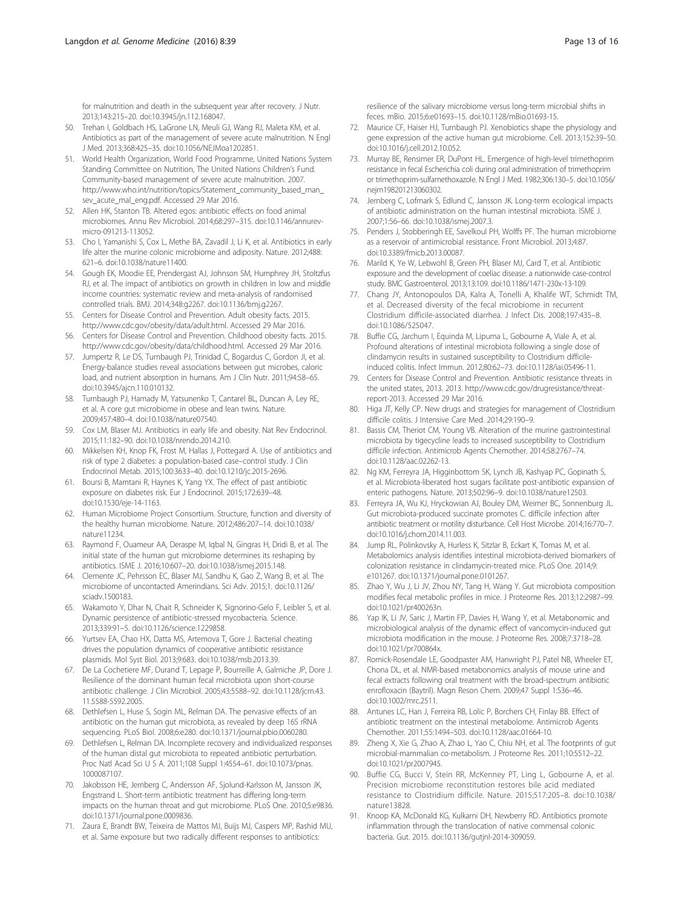for malnutrition and death in the subsequent year after recovery. J Nutr. 2013;143:215–20. doi:10.3945/jn.112.168047.

50. Trehan I, Goldbach HS, LaGrone LN, Meuli GJ, Wang RJ, Maleta KM, et al. Antibiotics as part of the management of severe acute malnutrition. N Engl J Med. 2013;368:425–35. doi:10.1056/NEJMoa1202851.
51. World Health Organization, World Food Programme, United Nations System Standing Committee on Nutrition, The United Nations Children's Fund. Community-based management of severe acute malnutrition. 2007. http://www.who.int/nutrition/topics/Statement_community_based_man_sev_acute_mal_eng.pdf. Accessed 29 Mar 2016.
52. Allen HK, Stanton TB. Altered egos: antibiotic effects on food animal microbiomes. Annu Rev Microbiol. 2014;68:297–315. doi:10.1146/annurev-micro-091213-113052.
53. Cho I, Yamanishi S, Cox L, Methe BA, Zavadil J, Li K, et al. Antibiotics in early life alter the murine colonic microbiome and adiposity. Nature. 2012;488:621–6. doi:10.1038/nature11400.
54. Gough EK, Moodie EE, Prendergast AJ, Johnson SM, Humphrey JH, Stoltzfus RJ, et al. The impact of antibiotics on growth in children in low and middle income countries: systematic review and meta-analysis of randomised controlled trials. BMJ. 2014;348:g2267. doi:10.1136/bmj.g2267.
55. Centers for Disease Control and Prevention. Adult obesity facts. 2015. http://www.cdc.gov/obesity/data/adult.html. Accessed 29 Mar 2016.
56. Centers for Disease Control and Prevention. Childhood obesity facts. 2015. http://www.cdc.gov/obesity/data/childhood.html. Accessed 29 Mar 2016.
57. Jumpertz R, Le DS, Turnbaugh PJ, Trinidad C, Bogardus C, Gordon JI, et al. Energy-balance studies reveal associations between gut microbes, caloric load, and nutrient absorption in humans. Am J Clin Nutr. 2011;94:58–65. doi:10.3945/ajcn.110.010132.
58. Turnbaugh PJ, Hamady M, Yatsunenko T, Cantarel BL, Duncan A, Ley RE, et al. A core gut microbiome in obese and lean twins. Nature. 2009;457:480–4. doi:10.1038/nature07540.
59. Cox LM, Blaser MJ. Antibiotics in early life and obesity. Nat Rev Endocrinol. 2015;11:182–90. doi:10.1038/nrendo.2014.210.
60. Mikkelsen KH, Knop FK, Frost M, Hallas J, Pottegard A. Use of antibiotics and risk of type 2 diabetes: a population-based case–control study. J Clin Endocrinol Metab. 2015;100:3633–40. doi:10.1210/jc.2015-2696.
61. Boursi B, Mamtani R, Haynes K, Yang YX. The effect of past antibiotic exposure on diabetes risk. Eur J Endocrinol. 2015;172:639–48. doi:10.1530/eje-14-1163.
62. Human Microbiome Project Consortium. Structure, function and diversity of the healthy human microbiome. Nature. 2012;486:207–14. doi:10.1038/nature11234.
63. Raymond F, Ouameur AA, Deraspe M, Iqbal N, Gingras H, Dridi B, et al. The initial state of the human gut microbiome determines its reshaping by antibiotics. ISME J. 2016;10:607–20. doi:10.1038/ismej.2015.148.
64. Clemente JC, Pehrsson EC, Blaser MJ, Sandhu K, Gao Z, Wang B, et al. The microbiome of uncontacted Amerindians. Sci Adv. 2015;1. doi:10.1126/sciadv.1500183.
65. Wakamoto Y, Dhar N, Chait R, Schneider K, Signorino-Gelo F, Leibler S, et al. Dynamic persistence of antibiotic-stressed mycobacteria. Science. 2013;339:91–5. doi:10.1126/science.1229858.
66. Yurtsev EA, Chao HX, Datta MS, Artemova T, Gore J. Bacterial cheating drives the population dynamics of cooperative antibiotic resistance plasmids. Mol Syst Biol. 2013;9:683. doi:10.1038/msb.2013.39.
67. De La Cochetiere MF, Durand T, Lepage P, Bourreille A, Galmiche JP, Dore J. Resilience of the dominant human fecal microbiota upon short-course antibiotic challenge. J Clin Microbiol. 2005;43:5588–92. doi:10.1128/jcm.43.11.5588-5592.2005.
68. Dethlefsen L, Huse S, Sogin ML, Relman DA. The pervasive effects of an antibiotic on the human gut microbiota, as revealed by deep 16S rRNA sequencing. PLoS Biol. 2008;6:e280. doi:10.1371/journal.pbio.0060280.
69. Dethlefsen L, Relman DA. Incomplete recovery and individualized responses of the human distal gut microbiota to repeated antibiotic perturbation. Proc Natl Acad Sci U S A. 2011;108 Suppl 1:4554–61. doi:10.1073/pnas.1000087107.
70. Jakobsson HE, Jernberg C, Andersson AF, Sjolund-Karlsson M, Jansson JK, Engstrand L. Short-term antibiotic treatment has differing long-term impacts on the human throat and gut microbiome. PLoS One. 2010;5:e9836. doi:10.1371/journal.pone.0009836.
71. Zaura E, Brandt BW, Teixeira de Mattos MJ, Buijs MJ, Caspers MP, Rashid MU, et al. Same exposure but two radically different responses to antibiotics: resilience of the salivary microbiome versus long-term microbial shifts in feces. mBio. 2015;6:e01693–15. doi:10.1128/mBio.01693-15.
72. Maurice CF, Haiser HJ, Turnbaugh PJ. Xenobiotics shape the physiology and gene expression of the active human gut microbiome. Cell. 2013;152:39–50. doi:10.1016/j.cell.2012.10.052.
73. Murray BE, Rensimer ER, DuPont HL. Emergence of high-level trimethoprim resistance in fecal Escherichia coli during oral administration of trimethoprim or trimethoprim-sulfamethoxazole. N Engl J Med. 1982;306:130–5. doi:10.1056/nejm198201213060302.
74. Jernberg C, Lofmark S, Edlund C, Jansson JK. Long-term ecological impacts of antibiotic administration on the human intestinal microbiota. ISME J. 2007;1:56–66. doi:10.1038/ismej.2007.3.
75. Penders J, Stobberingh EE, Savelkoul PH, Wolffs PF. The human microbiome as a reservoir of antimicrobial resistance. Front Microbiol. 2013;4:87. doi:10.3389/fmicb.2013.00087.
76. Marild K, Ye W, Lebwohl B, Green PH, Blaser MJ, Card T, et al. Antibiotic exposure and the development of coeliac disease: a nationwide case-control study. BMC Gastroenterol. 2013;13:109. doi:10.1186/1471-230x-13-109.
77. Chang JY, Antonopoulos DA, Kalra A, Tonelli A, Khalife WT, Schmidt TM, et al. Decreased diversity of the fecal microbiome in recurrent Clostridium difficile-associated diarrhea. J Infect Dis. 2008;197:435–8. doi:10.1086/525047.
78. Buffie CG, Jarchum I, Equinda M, Lipuma L, Gobourne A, Viale A, et al. Profound alterations of intestinal microbiota following a single dose of clindamycin results in sustained susceptibility to Clostridium difficile-induced colitis. Infect Immun. 2012;80:62–73. doi:10.1128/iai.05496-11.
79. Centers for Disease Control and Prevention. Antibiotic resistance threats in the united states, 2013. 2013. http://www.cdc.gov/drugresistance/threat-report-2013. Accessed 29 Mar 2016.
80. Higa JT, Kelly CP. New drugs and strategies for management of Clostridium difficile colitis. J Intensive Care Med. 2014;29:190–9.
81. Bassis CM, Theriot CM, Young VB. Alteration of the murine gastrointestinal microbiota by tigecycline leads to increased susceptibility to Clostridium difficile infection. Antimicrob Agents Chemother. 2014;58:2767–74. doi:10.1128/aac.02262-13.
82. Ng KM, Ferreyra JA, Higginbottom SK, Lynch JB, Kashyap PC, Gopinath S, et al. Microbiota-liberated host sugars facilitate post-antibiotic expansion of enteric pathogens. Nature. 2013;502:96–9. doi:10.1038/nature12503.
83. Ferreyra JA, Wu KJ, Hryckowian AJ, Bouley DM, Weimer BC, Sonnenburg JL. Gut microbiota-produced succinate promotes C. difficile infection after antibiotic treatment or motility disturbance. Cell Host Microbe. 2014;16:770–7. doi:10.1016/j.chom.2014.11.003.
84. Jump RL, Polinkovsky A, Hurless K, Sitzlar B, Eckart K, Tomas M, et al. Metabolomics analysis identifies intestinal microbiota-derived biomarkers of colonization resistance in clindamycin-treated mice. PLoS One. 2014;9:e101267. doi:10.1371/journal.pone.0101267.
85. Zhao Y, Wu J, Li JV, Zhou NY, Tang H, Wang Y. Gut microbiota composition modifies fecal metabolic profiles in mice. J Proteome Res. 2013;12:2987–99. doi:10.1021/pr400263n.
86. Yap IK, Li JV, Saric J, Martin FP, Davies H, Wang Y, et al. Metabonomic and microbiological analysis of the dynamic effect of vancomycin-induced gut microbiota modification in the mouse. J Proteome Res. 2008;7:3718–28. doi:10.1021/pr700864x.
87. Romick-Rosendale LE, Goodpaster AM, Hanwright PJ, Patel NB, Wheeler ET, Chona DL, et al. NMR-based metabonomics analysis of mouse urine and fecal extracts following oral treatment with the broad-spectrum antibiotic enrofloxacin (Baytril). Magn Reson Chem. 2009;47 Suppl 1:S36–46. doi:10.1002/mrc.2511.
88. Antunes LC, Han J, Ferreira RB, Lolic P, Borchers CH, Finlay BB. Effect of antibiotic treatment on the intestinal metabolome. Antimicrob Agents Chemother. 2011;55:1494–503. doi:10.1128/aac.01664-10.
89. Zheng X, Xie G, Zhao A, Zhao L, Yao C, Chiu NH, et al. The footprints of gut microbial-mammalian co-metabolism. J Proteome Res. 2011;10:5512–22. doi:10.1021/pr2007945.
90. Buffie CG, Bucci V, Stein RR, McKenney PT, Ling L, Gobourne A, et al. Precision microbiome reconstitution restores bile acid mediated resistance to Clostridium difficile. Nature. 2015;517:205–8. doi:10.1038/nature13828.
91. Knoop KA, McDonald KG, Kulkarni DH, Newberry RD. Antibiotics promote inflammation through the translocation of native commensal colonic bacteria. Gut. 2015. doi:10.1136/gutjnl-2014-309059.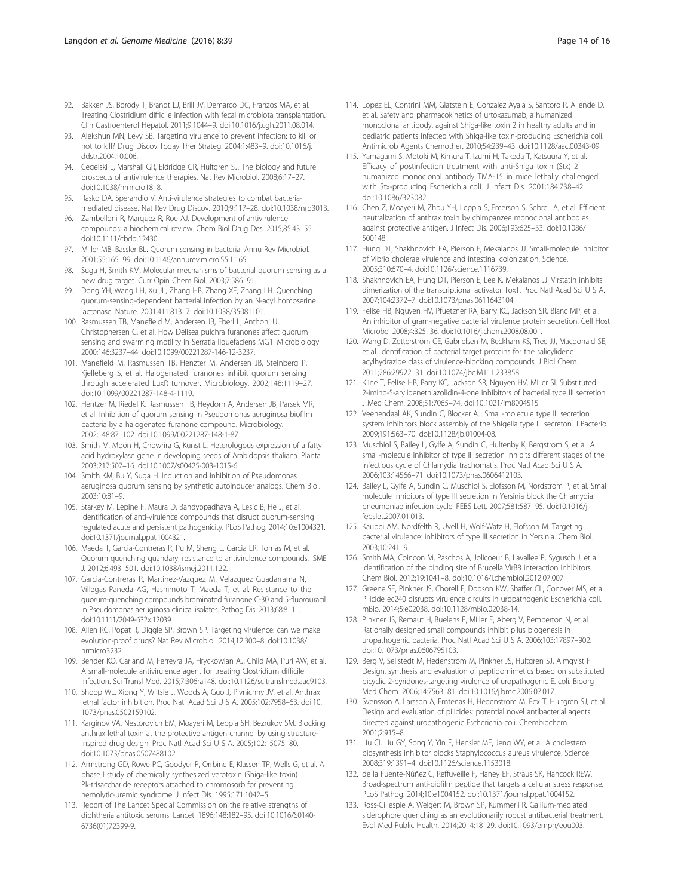92. Bakken JS, Borody T, Brandt LJ, Brill JV, Demarco DC, Franzos MA, et al. Treating Clostridium difficile infection with fecal microbiota transplantation. Clin Gastroenterol Hepatol. 2011;9:1044–9. doi:10.1016/j.cgh.2011.08.014.
93. Alekshun MN, Levy SB. Targeting virulence to prevent infection: to kill or not to kill? Drug Discov Today Ther Strateg. 2004;1:483–9. doi:10.1016/j.ddstr.2004.10.006.
94. Cegelski L, Marshall GR, Eldridge GR, Hultgren SJ. The biology and future prospects of antivirulence therapies. Nat Rev Microbiol. 2008;6:17–27. doi:10.1038/nrmicro1818.
95. Rasko DA, Sperandio V. Anti-virulence strategies to combat bacteria-mediated disease. Nat Rev Drug Discov. 2010;9:117–28. doi:10.1038/nrd3013.
96. Zambelloni R, Marquez R, Roe AJ. Development of antivirulence compounds: a biochemical review. Chem Biol Drug Des. 2015;85:43–55. doi:10.1111/cbdd.12430.
97. Miller MB, Bassler BL. Quorum sensing in bacteria. Annu Rev Microbiol. 2001;55:165–99. doi:10.1146/annurev.micro.55.1.165.
98. Suga H, Smith KM. Molecular mechanisms of bacterial quorum sensing as a new drug target. Curr Opin Chem Biol. 2003;7:586–91.
99. Dong YH, Wang LH, Xu JL, Zhang HB, Zhang XF, Zhang LH. Quenching quorum-sensing-dependent bacterial infection by an N-acyl homoserine lactonase. Nature. 2001;411:813–7. doi:10.1038/35081101.
100. Rasmussen TB, Manefield M, Andersen JB, Eberl L, Anthoni U, Christophersen C, et al. How Delisea pulchra furanones affect quorum sensing and swarming motility in Serratia liquefaciens MG1. Microbiology. 2000;146:3237–44. doi:10.1099/00221287-146-12-3237.
101. Manefield M, Rasmussen TB, Henzter M, Andersen JB, Steinberg P, Kjelleberg S, et al. Halogenated furanones inhibit quorum sensing through accelerated LuxR turnover. Microbiology. 2002;148:1119–27. doi:10.1099/00221287-148-4-1119.
102. Hentzer M, Riedel K, Rasmussen TB, Heydorn A, Andersen JB, Parsek MR, et al. Inhibition of quorum sensing in Pseudomonas aeruginosa biofilm bacteria by a halogenated furanone compound. Microbiology. 2002;148:87–102. doi:10.1099/00221287-148-1-87.
103. Smith M, Moon H, Chowrira G, Kunst L. Heterologous expression of a fatty acid hydroxylase gene in developing seeds of Arabidopsis thaliana. Planta. 2003;217:507–16. doi:10.1007/s00425-003-1015-6.
104. Smith KM, Bu Y, Suga H. Induction and inhibition of Pseudomonas aeruginosa quorum sensing by synthetic autoinducer analogs. Chem Biol. 2003;10:81–9.
105. Starkey M, Lepine F, Maura D, Bandyopadhaya A, Lesic B, He J, et al. Identification of anti-virulence compounds that disrupt quorum-sensing regulated acute and persistent pathogenicity. PLoS Pathog. 2014;10:e1004321. doi:10.1371/journal.ppat.1004321.
106. Maeda T, Garcia-Contreras R, Pu M, Sheng L, Garcia LR, Tomas M, et al. Quorum quenching quandary: resistance to antivirulence compounds. ISME J. 2012;6:493–501. doi:10.1038/ismej.2011.122.
107. Garcia-Contreras R, Martinez-Vazquez M, Velazquez Guadarrama N, Villegas Paneda AG, Hashimoto T, Maeda T, et al. Resistance to the quorum-quenching compounds brominated furanone C-30 and 5-fluorouracil in Pseudomonas aeruginosa clinical isolates. Pathog Dis. 2013;68:8–11. doi:10.1111/2049-632x.12039.
108. Allen RC, Popat R, Diggle SP, Brown SP. Targeting virulence: can we make evolution-proof drugs? Nat Rev Microbiol. 2014;12:300–8. doi:10.1038/nrmicro3232.
109. Bender KO, Garland M, Ferreyra JA, Hryckowian AJ, Child MA, Puri AW, et al. A small-molecule antivirulence agent for treating Clostridium difficile infection. Sci Transl Med. 2015;7:306ra148. doi:10.1126/scitranslmed.aac9103.
110. Shoop WL, Xiong Y, Wiltsie J, Woods A, Guo J, Pivnichny JV, et al. Anthrax lethal factor inhibition. Proc Natl Acad Sci U S A. 2005;102:7958–63. doi:10.1073/pnas.0502159102.
111. Karginov VA, Nestorovich EM, Moayeri M, Leppla SH, Bezrukov SM. Blocking anthrax lethal toxin at the protective antigen channel by using structure-inspired drug design. Proc Natl Acad Sci U S A. 2005;102:15075–80. doi:10.1073/pnas.0507488102.
112. Armstrong GD, Rowe PC, Goodyer P, Orrbine E, Klassen TP, Wells G, et al. A phase I study of chemically synthesized verotoxin (Shiga-like toxin) Pk-trisaccharide receptors attached to chromosorb for preventing hemolytic-uremic syndrome. J Infect Dis. 1995;171:1042–5.
113. Report of The Lancet Special Commission on the relative strengths of diphtheria antitoxic serums. Lancet. 1896;148:182–95. doi:10.1016/S0140-6736(01)72399-9.
114. Lopez EL, Contrini MM, Glatstein E, Gonzalez Ayala S, Santoro R, Allende D, et al. Safety and pharmacokinetics of urtoxazumab, a humanized monoclonal antibody, against Shiga-like toxin 2 in healthy adults and in pediatric patients infected with Shiga-like toxin-producing Escherichia coli. Antimicrob Agents Chemother. 2010;54:239–43. doi:10.1128/aac.00343-09.
115. Yamagami S, Motoki M, Kimura T, Izumi H, Takeda T, Katsuura Y, et al. Efficacy of postinfection treatment with anti-Shiga toxin (Stx) 2 humanized monoclonal antibody TMA-15 in mice lethally challenged with Stx-producing Escherichia coli. J Infect Dis. 2001;184:738–42. doi:10.1086/323082.
116. Chen Z, Moayeri M, Zhou YH, Leppla S, Emerson S, Sebrell A, et al. Efficient neutralization of anthrax toxin by chimpanzee monoclonal antibodies against protective antigen. J Infect Dis. 2006;193:625–33. doi:10.1086/500148.
117. Hung DT, Shakhnovich EA, Pierson E, Mekalanos JJ. Small-molecule inhibitor of Vibrio cholerae virulence and intestinal colonization. Science. 2005;310:670–4. doi:10.1126/science.1116739.
118. Shakhnovich EA, Hung DT, Pierson E, Lee K, Mekalanos JJ. Virstatin inhibits dimerization of the transcriptional activator ToxT. Proc Natl Acad Sci U S A. 2007;104:2372–7. doi:10.1073/pnas.0611643104.
119. Felise HB, Nguyen HV, Pfuetzner RA, Barry KC, Jackson SR, Blanc MP, et al. An inhibitor of gram-negative bacterial virulence protein secretion. Cell Host Microbe. 2008;4:325–36. doi:10.1016/j.chom.2008.08.001.
120. Wang D, Zetterstrom CE, Gabrielsen M, Beckham KS, Tree JJ, Macdonald SE, et al. Identification of bacterial target proteins for the salicylidene acylhydrazide class of virulence-blocking compounds. J Biol Chem. 2011;286:29922–31. doi:10.1074/jbc.M111.233858.
121. Kline T, Felise HB, Barry KC, Jackson SR, Nguyen HV, Miller SI. Substituted 2-imino-5-arylidenethiazolidin-4-one inhibitors of bacterial type III secretion. J Med Chem. 2008;51:7065–74. doi:10.1021/jm8004515.
122. Veenendaal AK, Sundin C, Blocker AJ. Small-molecule type III secretion system inhibitors block assembly of the Shigella type III secreton. J Bacteriol. 2009;191:563–70. doi:10.1128/jb.01004-08.
123. Muschiol S, Bailey L, Gylfe A, Sundin C, Hultenby K, Bergstrom S, et al. A small-molecule inhibitor of type III secretion inhibits different stages of the infectious cycle of Chlamydia trachomatis. Proc Natl Acad Sci U S A. 2006;103:14566–71. doi:10.1073/pnas.0606412103.
124. Bailey L, Gylfe A, Sundin C, Muschiol S, Elofsson M, Nordstrom P, et al. Small molecule inhibitors of type III secretion in Yersinia block the Chlamydia pneumoniae infection cycle. FEBS Lett. 2007;581:587–95. doi:10.1016/j.febslet.2007.01.013.
125. Kauppi AM, Nordfelth R, Uvell H, Wolf-Watz H, Elofsson M. Targeting bacterial virulence: inhibitors of type III secretion in Yersinia. Chem Biol. 2003;10:241–9.
126. Smith MA, Coincon M, Paschos A, Jolicoeur B, Lavallee P, Sygusch J, et al. Identification of the binding site of Brucella VirB8 interaction inhibitors. Chem Biol. 2012;19:1041–8. doi:10.1016/j.chembiol.2012.07.007.
127. Greene SE, Pinkner JS, Chorell E, Dodson KW, Shaffer CL, Conover MS, et al. Pilicide ec240 disrupts virulence circuits in uropathogenic Escherichia coli. mBio. 2014;5:e02038. doi:10.1128/mBio.02038-14.
128. Pinkner JS, Remaut H, Buelens F, Miller E, Aberg V, Pemberton N, et al. Rationally designed small compounds inhibit pilus biogenesis in uropathogenic bacteria. Proc Natl Acad Sci U S A. 2006;103:17897–902. doi:10.1073/pnas.0606795103.
129. Berg V, Sellstedt M, Hedenstrom M, Pinkner JS, Hultgren SJ, Almqvist F. Design, synthesis and evaluation of peptidomimetics based on substituted bicyclic 2-pyridones-targeting virulence of uropathogenic E. coli. Bioorg Med Chem. 2006;14:7563–81. doi:10.1016/j.bmc.2006.07.017.
130. Svensson A, Larsson A, Emtenas H, Hedenstrom M, Fex T, Hultgren SJ, et al. Design and evaluation of pilicides: potential novel antibacterial agents directed against uropathogenic Escherichia coli. Chembiochem. 2001;2:915–8.
131. Liu CI, Liu GY, Song Y, Yin F, Hensler ME, Jeng WY, et al. A cholesterol biosynthesis inhibitor blocks Staphylococcus aureus virulence. Science. 2008;319:1391–4. doi:10.1126/science.1153018.
132. de la Fuente-Núñez C, Reffuveille F, Haney EF, Straus SK, Hancock REW. Broad-spectrum anti-biofilm peptide that targets a cellular stress response. PLoS Pathog. 2014;10:e1004152. doi:10.1371/journal.ppat.1004152.
133. Ross-Gillespie A, Weigert M, Brown SP, Kummerli R. Gallium-mediated siderophore quenching as an evolutionarily robust antibacterial treatment. Evol Med Public Health. 2014;2014:18–29. doi:10.1093/emph/eou003.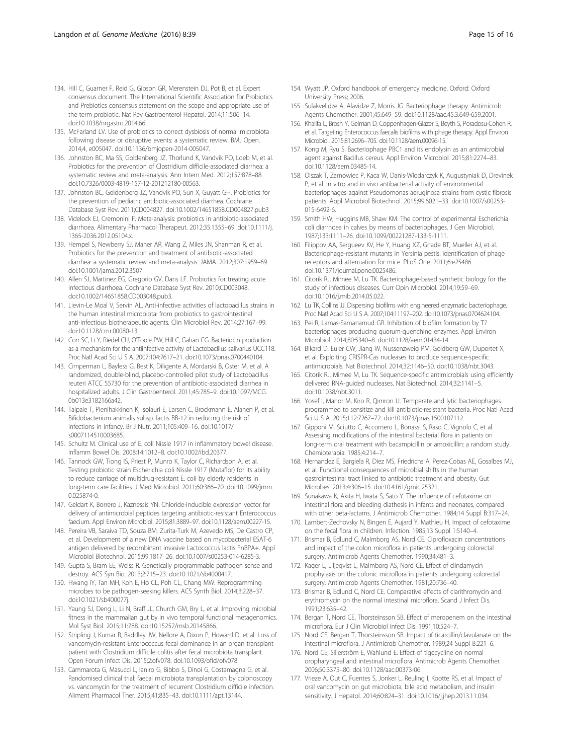134. Hill C, Guarner F, Reid G, Gibson GR, Merenstein DJ, Pot B, et al. Expert consensus document. The International Scientific Association for Probiotics and Prebiotics consensus statement on the scope and appropriate use of the term probiotic. Nat Rev Gastroenterol Hepatol. 2014;11:506–14. doi:10.1038/nrgastro.2014.66.
135. McFarland LV. Use of probiotics to correct dysbiosis of normal microbiota following disease or disruptive events: a systematic review. BMJ Open. 2014;4, e005047. doi:10.1136/bmjopen-2014-005047.
136. Johnston BC, Ma SS, Goldenberg JZ, Thorlund K, Vandvik PO, Loeb M, et al. Probiotics for the prevention of Clostridium difficile-associated diarrhea: a systematic review and meta-analysis. Ann Intern Med. 2012;157:878–88. doi:10.7326/0003-4819-157-12-201212180-00563.
137. Johnston BC, Goldenberg JZ, Vandvik PO, Sun X, Guyatt GH. Probiotics for the prevention of pediatric antibiotic-associated diarrhea. Cochrane Database Syst Rev. 2011;CD004827. doi:10.1002/14651858.CD004827.pub3
138. Videlock EJ, Cremonini F. Meta-analysis: probiotics in antibiotic-associated diarrhoea. Alimentary Pharmacol Therapeut. 2012;35:1355–69. doi:10.1111/j.1365-2036.2012.05104.x.
139. Hempel S, Newberry SJ, Maher AR, Wang Z, Miles JN, Shanman R, et al. Probiotics for the prevention and treatment of antibiotic-associated diarrhea: a systematic review and meta-analysis. JAMA. 2012;307:1959–69. doi:10.1001/jama.2012.3507.
140. Allen SJ, Martinez EG, Gregorio GV, Dans LF. Probiotics for treating acute infectious diarrhoea. Cochrane Database Syst Rev. 2010;CD003048. doi:10.1002/14651858.CD003048.pub3.
141. Lievin-Le Moal V, Servin AL. Anti-infective activities of lactobacillus strains in the human intestinal microbiota: from probiotics to gastrointestinal anti-infectious biotherapeutic agents. Clin Microbiol Rev. 2014;27:167–99. doi:10.1128/cmr.00080-13.
142. Corr SC, Li Y, Riedel CU, O'Toole PW, Hill C, Gahan CG. Bacteriocin production as a mechanism for the antiinfective activity of Lactobacillus salivarius UCC118. Proc Natl Acad Sci U S A. 2007;104:7617–21. doi:10.1073/pnas.0700440104.
143. Cimperman L, Bayless G, Best K, Diligente A, Mordarski B, Oster M, et al. A randomized, double-blind, placebo-controlled pilot study of Lactobacillus reuteri ATCC 55730 for the prevention of antibiotic-associated diarrhea in hospitalized adults. J Clin Gastroenterol. 2011;45:785–9. doi:10.1097/MCG.0b013e3182166a42.
144. Taipale T, Pienihakkinen K, Isolauri E, Larsen C, Brockmann E, Alanen P, et al. Bifidobacterium animalis subsp. lactis BB-12 in reducing the risk of infections in infancy. Br J Nutr. 2011;105:409–16. doi:10.1017/s0007114510003685.
145. Schultz M. Clinical use of E. coli Nissle 1917 in inflammatory bowel disease. Inflamm Bowel Dis. 2008;14:1012–8. doi:10.1002/ibd.20377.
146. Tannock GW, Tiong IS, Priest P, Munro K, Taylor C, Richardson A, et al. Testing probiotic strain Escherichia coli Nissle 1917 (Mutaflor) for its ability to reduce carriage of multidrug-resistant E. coli by elderly residents in long-term care facilities. J Med Microbiol. 2011;60:366–70. doi:10.1099/jmm.0.025874-0.
147. Geldart K, Borrero J, Kaznessis YN. Chloride-inducible expression vector for delivery of antimicrobial peptides targeting antibiotic-resistant Enterococcus faecium. Appl Environ Microbiol. 2015;81:3889–97. doi:10.1128/aem.00227-15.
148. Pereira VB, Saraiva TD, Souza BM, Zurita-Turk M, Azevedo MS, De Castro CP, et al. Development of a new DNA vaccine based on mycobacterial ESAT-6 antigen delivered by recombinant invasive Lactococcus lactis FnBPA+. Appl Microbiol Biotechnol. 2015;99:1817–26. doi:10.1007/s00253-014-6285-3.
149. Gupta S, Bram EE, Weiss R. Genetically programmable pathogen sense and destroy. ACS Syn Bio. 2013;2:715–23. doi:10.1021/sb4000417.
150. Hwang IY, Tan MH, Koh E, Ho CL, Poh CL, Chang MW. Reprogramming microbes to be pathogen-seeking killers. ACS Synth Biol. 2014;3:228–37. doi:10.1021/sb400077j.
151. Yaung SJ, Deng L, Li N, Braff JL, Church GM, Bry L, et al. Improving microbial fitness in the mammalian gut by in vivo temporal functional metagenomics. Mol Syst Biol. 2015;11:788. doi:10.15252/msb.20145866.
152. Stripling J, Kumar R, Baddley JW, Nellore A, Dixon P, Howard D, et al. Loss of vancomycin-resistant Enterococcus fecal dominance in an organ transplant patient with Clostridium difficile colitis after fecal microbiota transplant. Open Forum Infect Dis. 2015;2:ofv078. doi:10.1093/ofid/ofv078.
153. Cammarota G, Masucci L, Ianiro G, Bibbo S, Dinoi G, Costamagna G, et al. Randomised clinical trial: faecal microbiota transplantation by colonoscopy vs. vancomycin for the treatment of recurrent Clostridium difficile infection. Aliment Pharmacol Ther. 2015;41:835–43. doi:10.1111/apt.13144.
154. Wyatt JP. Oxford handbook of emergency medicine. Oxford: Oxford University Press; 2006.
155. Sulakvelidze A, Alavidze Z, Morris JG. Bacteriophage therapy. Antimicrob Agents Chemother. 2001;45:649–59. doi:10.1128/aac.45.3.649-659.2001.
156. Khalifa L, Brosh Y, Gelman D, Coppenhagen-Glazer S, Beyth S, Poradosu-Cohen R, et al. Targeting Enterococcus faecalis biofilms with phage therapy. Appl Environ Microbiol. 2015;81:2696–705. doi:10.1128/aem.00096-15.
157. Kong M, Ryu S. Bacteriophage PBC1 and its endolysin as an antimicrobial agent against Bacillus cereus. Appl Environ Microbiol. 2015;81:2274–83. doi:10.1128/aem.03485-14.
158. Olszak T, Zarnowiec P, Kaca W, Danis-Wlodarczyk K, Augustyniak D, Drevinek P, et al. In vitro and in vivo antibacterial activity of environmental bacteriophages against Pseudomonas aeruginosa strains from cystic fibrosis patients. Appl Microbiol Biotechnol. 2015;99:6021–33. doi:10.1007/s00253-015-6492-6.
159. Smith HW, Huggins MB, Shaw KM. The control of experimental Escherichia coli diarrhoea in calves by means of bacteriophages. J Gen Microbiol. 1987;133:1111–26. doi:10.1099/00221287-133-5-1111.
160. Filippov AA, Sergueev KV, He Y, Huang XZ, Gnade BT, Mueller AJ, et al. Bacteriophage-resistant mutants in Yersinia pestis: identification of phage receptors and attenuation for mice. PLoS One. 2011;6:e25486. doi:10.1371/journal.pone.0025486.
161. Citorik RJ, Mimee M, Lu TK. Bacteriophage-based synthetic biology for the study of infectious diseases. Curr Opin Microbiol. 2014;19:59–69. doi:10.1016/j.mib.2014.05.022.
162. Lu TK, Collins JJ. Dispersing biofilms with engineered enzymatic bacteriophage. Proc Natl Acad Sci U S A. 2007;104:11197–202. doi:10.1073/pnas.0704624104.
163. Pei R, Lamas-Samanamud GR. Inhibition of biofilm formation by T7 bacteriophages producing quorum-quenching enzymes. Appl Environ Microbiol. 2014;80:5340–8. doi:10.1128/aem.01434-14.
164. Bikard D, Euler CW, Jiang W, Nussenzweig PM, Goldberg GW, Duportet X, et al. Exploiting CRISPR-Cas nucleases to produce sequence-specific antimicrobials. Nat Biotechnol. 2014;32:1146–50. doi:10.1038/nbt.3043.
165. Citorik RJ, Mimee M, Lu TK. Sequence-specific antimicrobials using efficiently delivered RNA-guided nucleases. Nat Biotechnol. 2014;32:1141–5. doi:10.1038/nbt.3011.
166. Yosef I, Manor M, Kiro R, Qimron U. Temperate and lytic bacteriophages programmed to sensitize and kill antibiotic-resistant bacteria. Proc Natl Acad Sci U S A. 2015;112:7267–72. doi:10.1073/pnas.1500107112.
167. Gipponi M, Sciutto C, Accornero L, Bonassi S, Raso C, Vignolo C, et al. Assessing modifications of the intestinal bacterial flora in patients on long-term oral treatment with bacampicillin or amoxicillin: a random study. Chemioterapia. 1985;4:214–7.
168. Hernandez E, Bargiela R, Diez MS, Friedrichs A, Perez-Cobas AE, Gosalbes MJ, et al. Functional consequences of microbial shifts in the human gastrointestinal tract linked to antibiotic treatment and obesity. Gut Microbes. 2013;4:306–15. doi:10.4161/gmic.25321.
169. Sunakawa K, Akita H, Iwata S, Sato Y. The influence of cefotaxime on intestinal flora and bleeding diathesis in infants and neonates, compared with other beta-lactams. J Antimicrob Chemother. 1984;14 Suppl B:317–24.
170. Lambert-Zechovsky N, Bingen E, Aujard Y, Mathieu H. Impact of cefotaxime on the fecal flora in children. Infection. 1985;13 Suppl 1:S140–4.
171. Brismar B, Edlund C, Malmborg AS, Nord CE. Ciprofloxacin concentrations and impact of the colon microflora in patients undergoing colorectal surgery. Antimicrob Agents Chemother. 1990;34:481–3.
172. Kager L, Liljeqvist L, Malmborg AS, Nord CE. Effect of clindamycin prophylaxis on the colonic microflora in patients undergoing colorectal surgery. Antimicrob Agents Chemother. 1981;20:736–40.
173. Brismar B, Edlund C, Nord CE. Comparative effects of clarithromycin and erythromycin on the normal intestinal microflora. Scand J Infect Dis. 1991;23:635–42.
174. Bergan T, Nord CE, Thorsteinsson SB. Effect of meropenem on the intestinal microflora. Eur J Clin Microbiol Infect Dis. 1991;10:524–7.
175. Nord CE, Bergan T, Thorsteinsson SB. Impact of ticarcillin/clavulanate on the intestinal microflora. J Antimicrob Chemother. 1989;24 Suppl B:221–6.
176. Nord CE, Sillerström E, Wahlund E. Effect of tigecycline on normal oropharyngeal and intestinal microflora. Antimicrob Agents Chemother. 2006;50:3375–80. doi:10.1128/aac.00373-06.
177. Vrieze A, Out C, Fuentes S, Jonker L, Reuling I, Kootte RS, et al. Impact of oral vancomycin on gut microbiota, bile acid metabolism, and insulin sensitivity. J Hepatol. 2014;60:824–31. doi:10.1016/j.jhep.2013.11.034.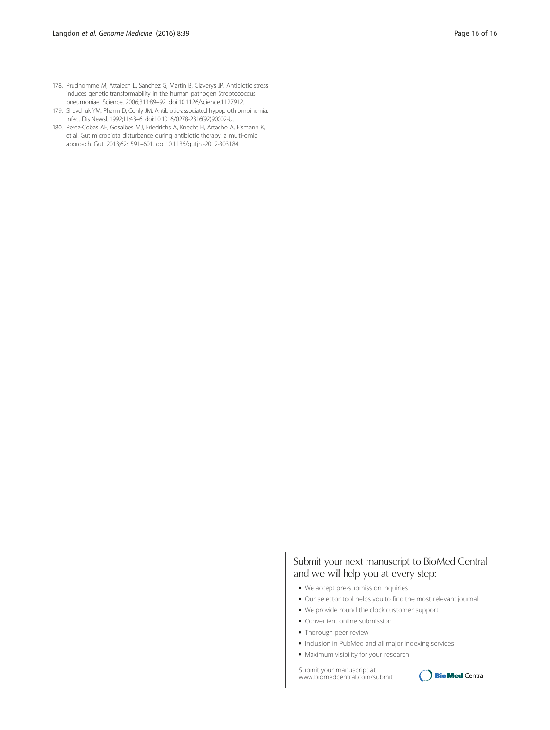178. Prudhomme M, Attaiech L, Sanchez G, Martin B, Claverys JP. Antibiotic stress induces genetic transformability in the human pathogen Streptococcus pneumoniae. Science. 2006;313:89–92. doi:10.1126/science.1127912.
179. Shevchuk YM, Pharm D, Conly JM. Antibiotic-associated hypoprothrombinemia. Infect Dis Newsl. 1992;11:43–6. doi:10.1016/0278-2316(92)90002-U.
180. Perez-Cobas AE, Gosalbes MJ, Friedrichs A, Knecht H, Artacho A, Eismann K, et al. Gut microbiota disturbance during antibiotic therapy: a multi-omic approach. Gut. 2013;62:1591–601. doi:10.1136/gutjnl-2012-303184.

Submit your next manuscript to BioMed Central and we will help you at every step:

- We accept pre-submission inquiries
- Our selector tool helps you to find the most relevant journal
- We provide round the clock customer support
- Convenient online submission
- Thorough peer review
- Inclusion in PubMed and all major indexing services
- Maximum visibility for your research

Submit your manuscript at
www.biomedcentral.com/submit

BioMed Central